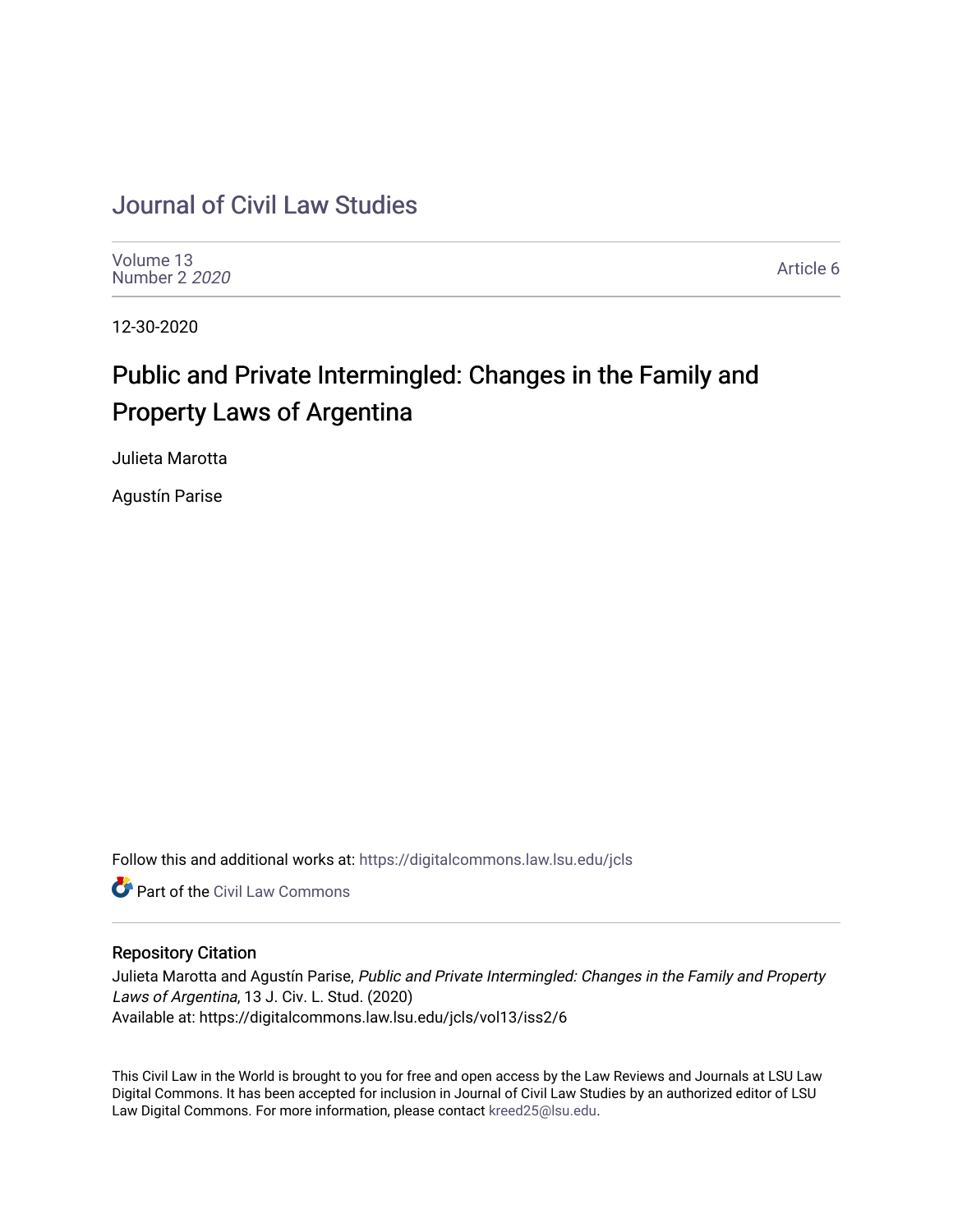# Journal of Civil Law Studies

Volume 13
Number 2 *2020*

Article 6

12-30-2020

## Public and Private Intermingled: Changes in the Family and Property Laws of Argentina

Julieta Marotta

Agustín Parise

Follow this and additional works at: https://digitalcommons.law.lsu.edu/jcls

Part of the Civil Law Commons

### Repository Citation

Julieta Marotta and Agustín Parise, *Public and Private Intermingled: Changes in the Family and Property Laws of Argentina*, 13 J. Civ. L. Stud. (2020)
Available at: https://digitalcommons.law.lsu.edu/jcls/vol13/iss2/6

This Civil Law in the World is brought to you for free and open access by the Law Reviews and Journals at LSU Law Digital Commons. It has been accepted for inclusion in Journal of Civil Law Studies by an authorized editor of LSU Law Digital Commons. For more information, please contact kreed25@lsu.edu.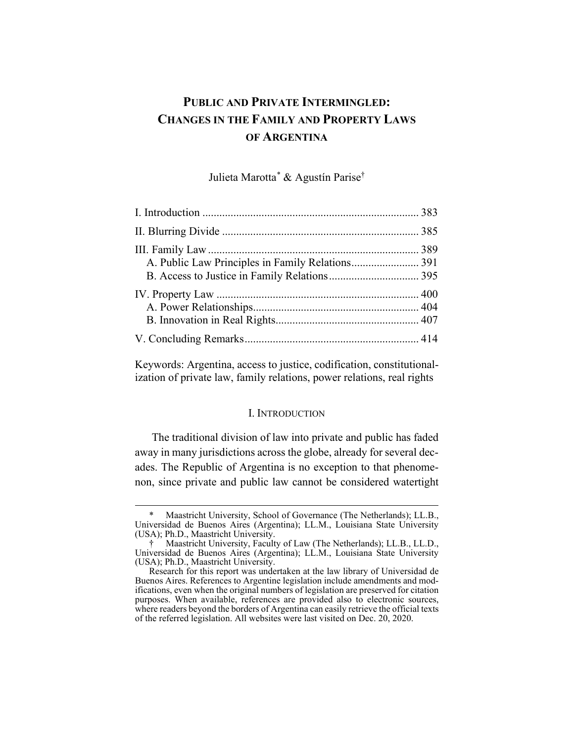# PUBLIC AND PRIVATE INTERMINGLED: CHANGES IN THE FAMILY AND PROPERTY LAWS OF ARGENTINA

Julieta Marotta* & Agustín Parise†

| | |
|---|---|
| I. Introduction | 383 |
| II. Blurring Divide | 385 |
| III. Family Law | 389 |
| A. Public Law Principles in Family Relations | 391 |
| B. Access to Justice in Family Relations | 395 |
| IV. Property Law | 400 |
| A. Power Relationships | 404 |
| B. Innovation in Real Rights | 407 |
| V. Concluding Remarks | 414 |

Keywords: Argentina, access to justice, codification, constitutionalization of private law, family relations, power relations, real rights

## I. INTRODUCTION

The traditional division of law into private and public has faded away in many jurisdictions across the globe, already for several decades. The Republic of Argentina is no exception to that phenomenon, since private and public law cannot be considered watertight

---

\* Maastricht University, School of Governance (The Netherlands); LL.B., Universidad de Buenos Aires (Argentina); LL.M., Louisiana State University (USA); Ph.D., Maastricht University.

† Maastricht University, Faculty of Law (The Netherlands); LL.B., LL.D., Universidad de Buenos Aires (Argentina); LL.M., Louisiana State University (USA); Ph.D., Maastricht University.

Research for this report was undertaken at the law library of Universidad de Buenos Aires. References to Argentine legislation include amendments and modifications, even when the original numbers of legislation are preserved for citation purposes. When available, references are provided also to electronic sources, where readers beyond the borders of Argentina can easily retrieve the official texts of the referred legislation. All websites were last visited on Dec. 20, 2020.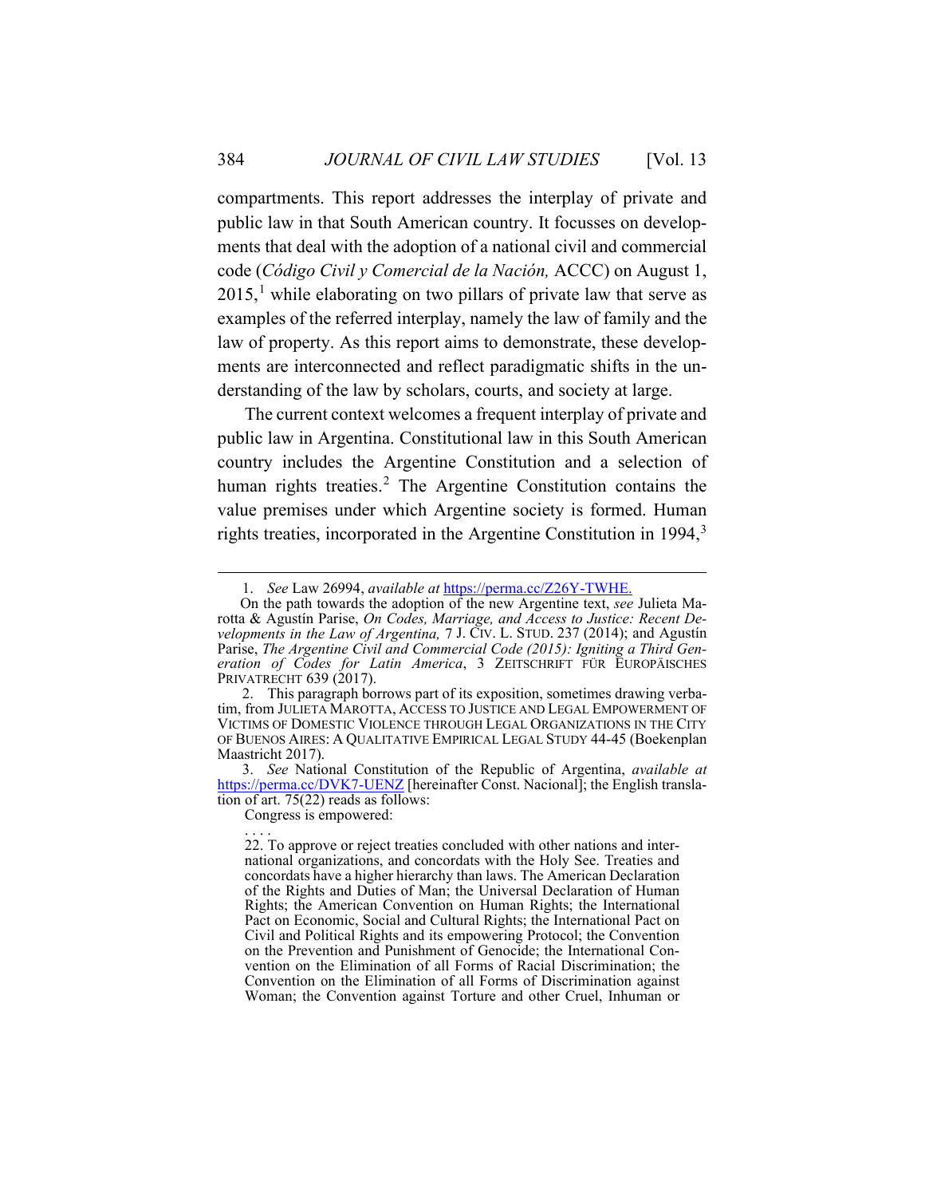compartments. This report addresses the interplay of private and public law in that South American country. It focusses on developments that deal with the adoption of a national civil and commercial code (*Código Civil y Comercial de la Nación,* ACCC) on August 1, 2015,[1] while elaborating on two pillars of private law that serve as examples of the referred interplay, namely the law of family and the law of property. As this report aims to demonstrate, these developments are interconnected and reflect paradigmatic shifts in the understanding of the law by scholars, courts, and society at large.

The current context welcomes a frequent interplay of private and public law in Argentina. Constitutional law in this South American country includes the Argentine Constitution and a selection of human rights treaties.[2] The Argentine Constitution contains the value premises under which Argentine society is formed. Human rights treaties, incorporated in the Argentine Constitution in 1994,[3]

---

1. *See* Law 26994, *available at* https://perma.cc/Z26Y-TWHE.

On the path towards the adoption of the new Argentine text, *see* Julieta Marotta & Agustín Parise, *On Codes, Marriage, and Access to Justice: Recent Developments in the Law of Argentina,* 7 J. CIV. L. STUD. 237 (2014); and Agustín Parise, *The Argentine Civil and Commercial Code (2015): Igniting a Third Generation of Codes for Latin America*, 3 ZEITSCHRIFT FÜR EUROPÄISCHES PRIVATRECHT 639 (2017).

2. This paragraph borrows part of its exposition, sometimes drawing verbatim, from JULIETA MAROTTA, ACCESS TO JUSTICE AND LEGAL EMPOWERMENT OF VICTIMS OF DOMESTIC VIOLENCE THROUGH LEGAL ORGANIZATIONS IN THE CITY OF BUENOS AIRES: A QUALITATIVE EMPIRICAL LEGAL STUDY 44-45 (Boekenplan Maastricht 2017).

3. *See* National Constitution of the Republic of Argentina, *available at* https://perma.cc/DVK7-UENZ [hereinafter Const. Nacional]; the English translation of art. 75(22) reads as follows:

> Congress is empowered:
>
> . . . .
>
> 22. To approve or reject treaties concluded with other nations and international organizations, and concordats with the Holy See. Treaties and concordats have a higher hierarchy than laws. The American Declaration of the Rights and Duties of Man; the Universal Declaration of Human Rights; the American Convention on Human Rights; the International Pact on Economic, Social and Cultural Rights; the International Pact on Civil and Political Rights and its empowering Protocol; the Convention on the Prevention and Punishment of Genocide; the International Convention on the Elimination of all Forms of Racial Discrimination; the Convention on the Elimination of all Forms of Discrimination against Woman; the Convention against Torture and other Cruel, Inhuman or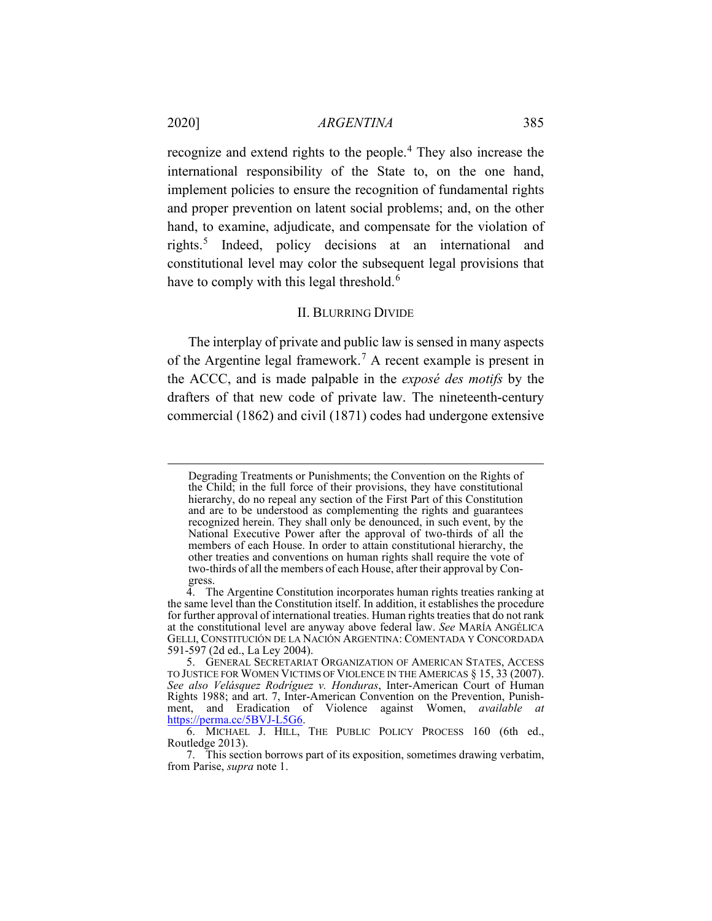recognize and extend rights to the people.[4] They also increase the international responsibility of the State to, on the one hand, implement policies to ensure the recognition of fundamental rights and proper prevention on latent social problems; and, on the other hand, to examine, adjudicate, and compensate for the violation of rights.[5] Indeed, policy decisions at an international and constitutional level may color the subsequent legal provisions that have to comply with this legal threshold.[6]

## II. Blurring Divide

The interplay of private and public law is sensed in many aspects of the Argentine legal framework.[7] A recent example is present in the ACCC, and is made palpable in the *exposé des motifs* by the drafters of that new code of private law. The nineteenth-century commercial (1862) and civil (1871) codes had undergone extensive

---

Degrading Treatments or Punishments; the Convention on the Rights of the Child; in the full force of their provisions, they have constitutional hierarchy, do no repeal any section of the First Part of this Constitution and are to be understood as complementing the rights and guarantees recognized herein. They shall only be denounced, in such event, by the National Executive Power after the approval of two-thirds of all the members of each House. In order to attain constitutional hierarchy, the other treaties and conventions on human rights shall require the vote of two-thirds of all the members of each House, after their approval by Congress.

4. The Argentine Constitution incorporates human rights treaties ranking at the same level than the Constitution itself. In addition, it establishes the procedure for further approval of international treaties. Human rights treaties that do not rank at the constitutional level are anyway above federal law. *See* María Angélica Gelli, Constitución de la Nación Argentina: Comentada y Concordada 591-597 (2d ed., La Ley 2004).

5. General Secretariat Organization of American States, Access to Justice for Women Victims of Violence in the Americas § 15, 33 (2007). *See also Velásquez Rodríguez v. Honduras*, Inter-American Court of Human Rights 1988; and art. 7, Inter-American Convention on the Prevention, Punishment, and Eradication of Violence against Women, *available at* https://perma.cc/5BVJ-L5G6.

6. Michael J. Hill, The Public Policy Process 160 (6th ed., Routledge 2013).

7. This section borrows part of its exposition, sometimes drawing verbatim, from Parise, *supra* note 1.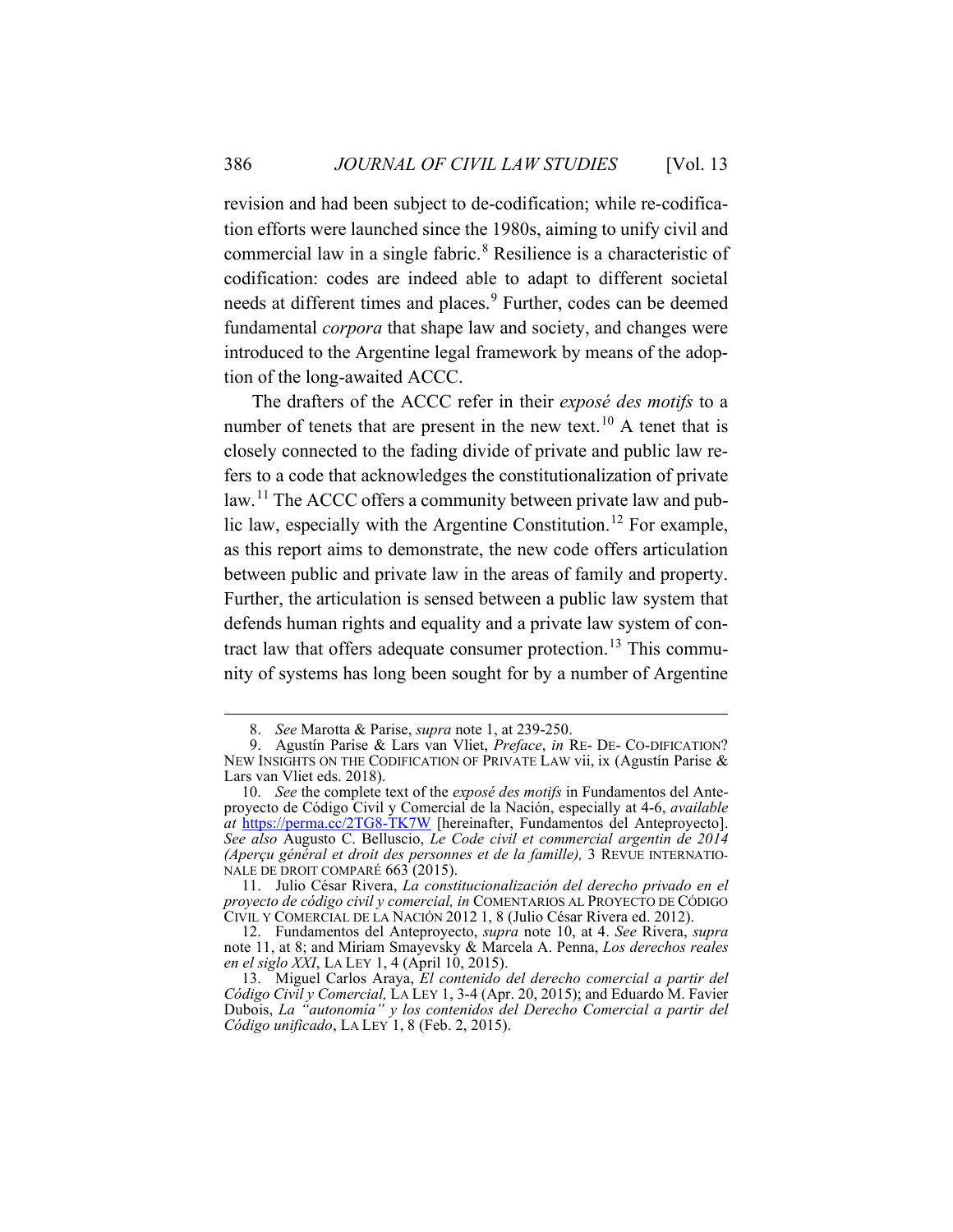revision and had been subject to de-codification; while re-codification efforts were launched since the 1980s, aiming to unify civil and commercial law in a single fabric.[8] Resilience is a characteristic of codification: codes are indeed able to adapt to different societal needs at different times and places.[9] Further, codes can be deemed fundamental *corpora* that shape law and society, and changes were introduced to the Argentine legal framework by means of the adoption of the long-awaited ACCC.

The drafters of the ACCC refer in their *exposé des motifs* to a number of tenets that are present in the new text.[10] A tenet that is closely connected to the fading divide of private and public law refers to a code that acknowledges the constitutionalization of private law.[11] The ACCC offers a community between private law and public law, especially with the Argentine Constitution.[12] For example, as this report aims to demonstrate, the new code offers articulation between public and private law in the areas of family and property. Further, the articulation is sensed between a public law system that defends human rights and equality and a private law system of contract law that offers adequate consumer protection.[13] This community of systems has long been sought for by a number of Argentine

---

8. *See* Marotta & Parise, *supra* note 1, at 239-250.

9. Agustín Parise & Lars van Vliet, *Preface*, *in* RE- DE- CO-DIFICATION? NEW INSIGHTS ON THE CODIFICATION OF PRIVATE LAW vii, ix (Agustín Parise & Lars van Vliet eds. 2018).

10. *See* the complete text of the *exposé des motifs* in Fundamentos del Anteproyecto de Código Civil y Comercial de la Nación, especially at 4-6, *available at* https://perma.cc/2TG8-TK7W [hereinafter, Fundamentos del Anteproyecto]. *See also* Augusto C. Belluscio, *Le Code civil et commercial argentin de 2014 (Aperçu général et droit des personnes et de la famille),* 3 REVUE INTERNATIONALE DE DROIT COMPARÉ 663 (2015).

11. Julio César Rivera, *La constitucionalización del derecho privado en el proyecto de código civil y comercial, in* COMENTARIOS AL PROYECTO DE CÓDIGO CIVIL Y COMERCIAL DE LA NACIÓN 2012 1, 8 (Julio César Rivera ed. 2012).

12. Fundamentos del Anteproyecto, *supra* note 10, at 4. *See* Rivera, *supra* note 11, at 8; and Miriam Smayevsky & Marcela A. Penna, *Los derechos reales en el siglo XXI*, LA LEY 1, 4 (April 10, 2015).

13. Miguel Carlos Araya, *El contenido del derecho comercial a partir del Código Civil y Comercial,* LA LEY 1, 3-4 (Apr. 20, 2015); and Eduardo M. Favier Dubois, *La "autonomía" y los contenidos del Derecho Comercial a partir del Código unificado*, LA LEY 1, 8 (Feb. 2, 2015).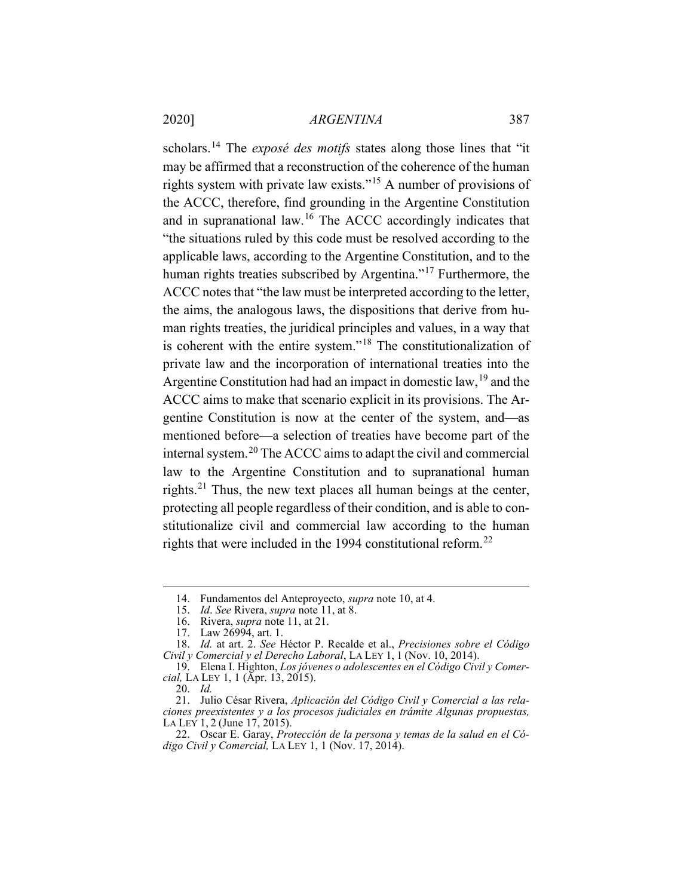scholars.[14] The *exposé des motifs* states along those lines that "it may be affirmed that a reconstruction of the coherence of the human rights system with private law exists."[15] A number of provisions of the ACCC, therefore, find grounding in the Argentine Constitution and in supranational law.[16] The ACCC accordingly indicates that "the situations ruled by this code must be resolved according to the applicable laws, according to the Argentine Constitution, and to the human rights treaties subscribed by Argentina."[17] Furthermore, the ACCC notes that "the law must be interpreted according to the letter, the aims, the analogous laws, the dispositions that derive from human rights treaties, the juridical principles and values, in a way that is coherent with the entire system."[18] The constitutionalization of private law and the incorporation of international treaties into the Argentine Constitution had had an impact in domestic law,[19] and the ACCC aims to make that scenario explicit in its provisions. The Argentine Constitution is now at the center of the system, and—as mentioned before—a selection of treaties have become part of the internal system.[20] The ACCC aims to adapt the civil and commercial law to the Argentine Constitution and to supranational human rights.[21] Thus, the new text places all human beings at the center, protecting all people regardless of their condition, and is able to constitutionalize civil and commercial law according to the human rights that were included in the 1994 constitutional reform.[22]

---

14. Fundamentos del Anteproyecto, *supra* note 10, at 4.
15. *Id*. *See* Rivera, *supra* note 11, at 8.
16. Rivera, *supra* note 11, at 21.
17. Law 26994, art. 1.
18. *Id.* at art. 2. *See* Héctor P. Recalde et al., *Precisiones sobre el Código Civil y Comercial y el Derecho Laboral*, LA LEY 1, 1 (Nov. 10, 2014).
19. Elena I. Highton, *Los jóvenes o adolescentes en el Código Civil y Comercial,* LA LEY 1, 1 (Apr. 13, 2015).
20. *Id.*
21. Julio César Rivera, *Aplicación del Código Civil y Comercial a las relaciones preexistentes y a los procesos judiciales en trámite Algunas propuestas,* LA LEY 1, 2 (June 17, 2015).
22. Oscar E. Garay, *Protección de la persona y temas de la salud en el Código Civil y Comercial,* LA LEY 1, 1 (Nov. 17, 2014).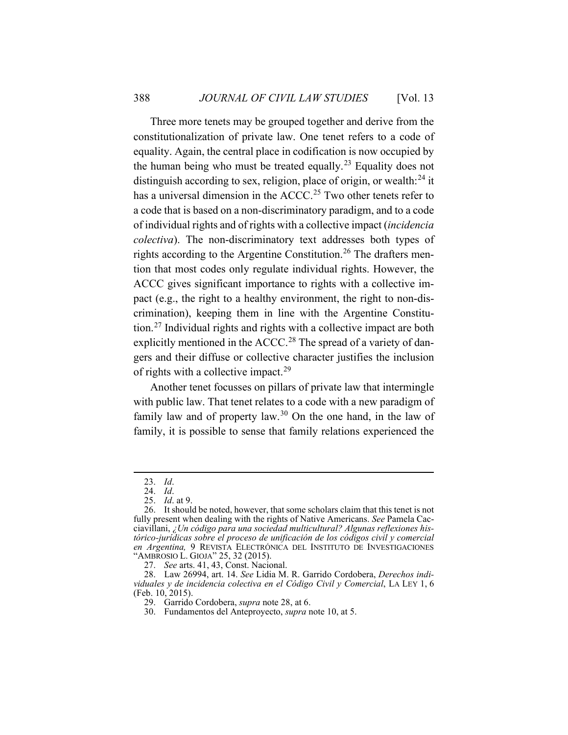Three more tenets may be grouped together and derive from the constitutionalization of private law. One tenet refers to a code of equality. Again, the central place in codification is now occupied by the human being who must be treated equally.[23] Equality does not distinguish according to sex, religion, place of origin, or wealth:[24] it has a universal dimension in the ACCC.[25] Two other tenets refer to a code that is based on a non-discriminatory paradigm, and to a code of individual rights and of rights with a collective impact (*incidencia colectiva*). The non-discriminatory text addresses both types of rights according to the Argentine Constitution.[26] The drafters mention that most codes only regulate individual rights. However, the ACCC gives significant importance to rights with a collective impact (e.g., the right to a healthy environment, the right to non-discrimination), keeping them in line with the Argentine Constitution.[27] Individual rights and rights with a collective impact are both explicitly mentioned in the ACCC.[28] The spread of a variety of dangers and their diffuse or collective character justifies the inclusion of rights with a collective impact.[29]

Another tenet focusses on pillars of private law that intermingle with public law. That tenet relates to a code with a new paradigm of family law and of property law.[30] On the one hand, in the law of family, it is possible to sense that family relations experienced the

---

23. *Id*.
24. *Id*.
25. *Id*. at 9.
26. It should be noted, however, that some scholars claim that this tenet is not fully present when dealing with the rights of Native Americans. *See* Pamela Cacciavillani, *¿Un código para una sociedad multicultural? Algunas reflexiones histórico-jurídicas sobre el proceso de unificación de los códigos civil y comercial en Argentina,* 9 REVISTA ELECTRÓNICA DEL INSTITUTO DE INVESTIGACIONES "AMBROSIO L. GIOJA" 25, 32 (2015).
27. *See* arts. 41, 43, Const. Nacional.
28. Law 26994, art. 14. *See* Lidia M. R. Garrido Cordobera, *Derechos individuales y de incidencia colectiva en el Código Civil y Comercial*, LA LEY 1, 6 (Feb. 10, 2015).
29. Garrido Cordobera, *supra* note 28, at 6.
30. Fundamentos del Anteproyecto, *supra* note 10, at 5.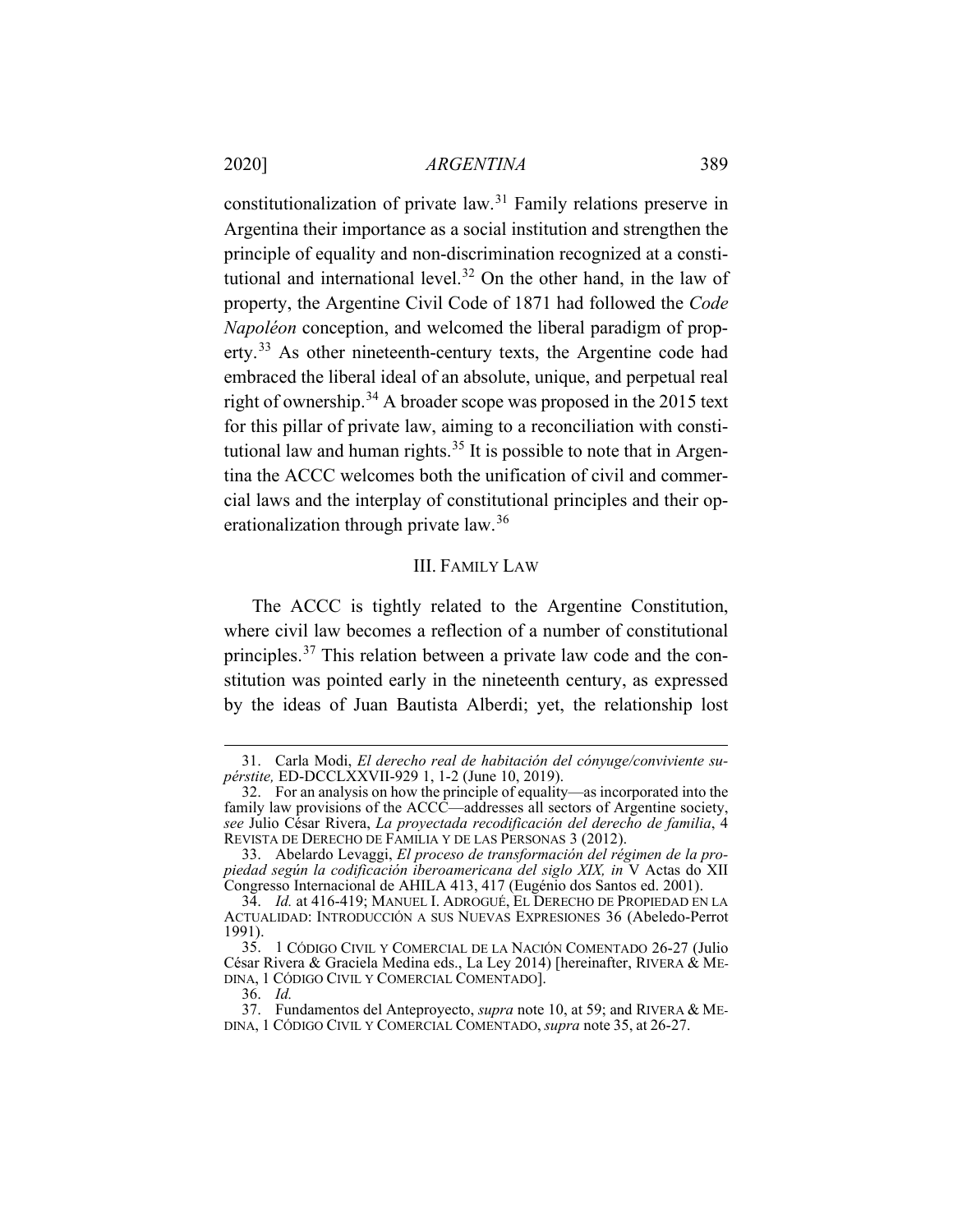constitutionalization of private law.[31] Family relations preserve in Argentina their importance as a social institution and strengthen the principle of equality and non-discrimination recognized at a constitutional and international level.[32] On the other hand, in the law of property, the Argentine Civil Code of 1871 had followed the *Code Napoléon* conception, and welcomed the liberal paradigm of property.[33] As other nineteenth-century texts, the Argentine code had embraced the liberal ideal of an absolute, unique, and perpetual real right of ownership.[34] A broader scope was proposed in the 2015 text for this pillar of private law, aiming to a reconciliation with constitutional law and human rights.[35] It is possible to note that in Argentina the ACCC welcomes both the unification of civil and commercial laws and the interplay of constitutional principles and their operationalization through private law.[36]

## III. FAMILY LAW

The ACCC is tightly related to the Argentine Constitution, where civil law becomes a reflection of a number of constitutional principles.[37] This relation between a private law code and the constitution was pointed early in the nineteenth century, as expressed by the ideas of Juan Bautista Alberdi; yet, the relationship lost

---

31. Carla Modi, *El derecho real de habitación del cónyuge/conviviente supérstite,* ED-DCCLXXVII-929 1, 1-2 (June 10, 2019).

32. For an analysis on how the principle of equality—as incorporated into the family law provisions of the ACCC—addresses all sectors of Argentine society, *see* Julio César Rivera, *La proyectada recodificación del derecho de familia*, 4 REVISTA DE DERECHO DE FAMILIA Y DE LAS PERSONAS 3 (2012).

33. Abelardo Levaggi, *El proceso de transformación del régimen de la propiedad según la codificación iberoamericana del siglo XIX, in* V Actas do XII Congresso Internacional de AHILA 413, 417 (Eugénio dos Santos ed. 2001).

34. *Id.* at 416-419; MANUEL I. ADROGUÉ, EL DERECHO DE PROPIEDAD EN LA ACTUALIDAD: INTRODUCCIÓN A SUS NUEVAS EXPRESIONES 36 (Abeledo-Perrot 1991).

35. 1 CÓDIGO CIVIL Y COMERCIAL DE LA NACIÓN COMENTADO 26-27 (Julio César Rivera & Graciela Medina eds., La Ley 2014) [hereinafter, RIVERA & MEDINA, 1 CÓDIGO CIVIL Y COMERCIAL COMENTADO].

36. *Id.*

37. Fundamentos del Anteproyecto, *supra* note 10, at 59; and RIVERA & MEDINA, 1 CÓDIGO CIVIL Y COMERCIAL COMENTADO, *supra* note 35, at 26-27.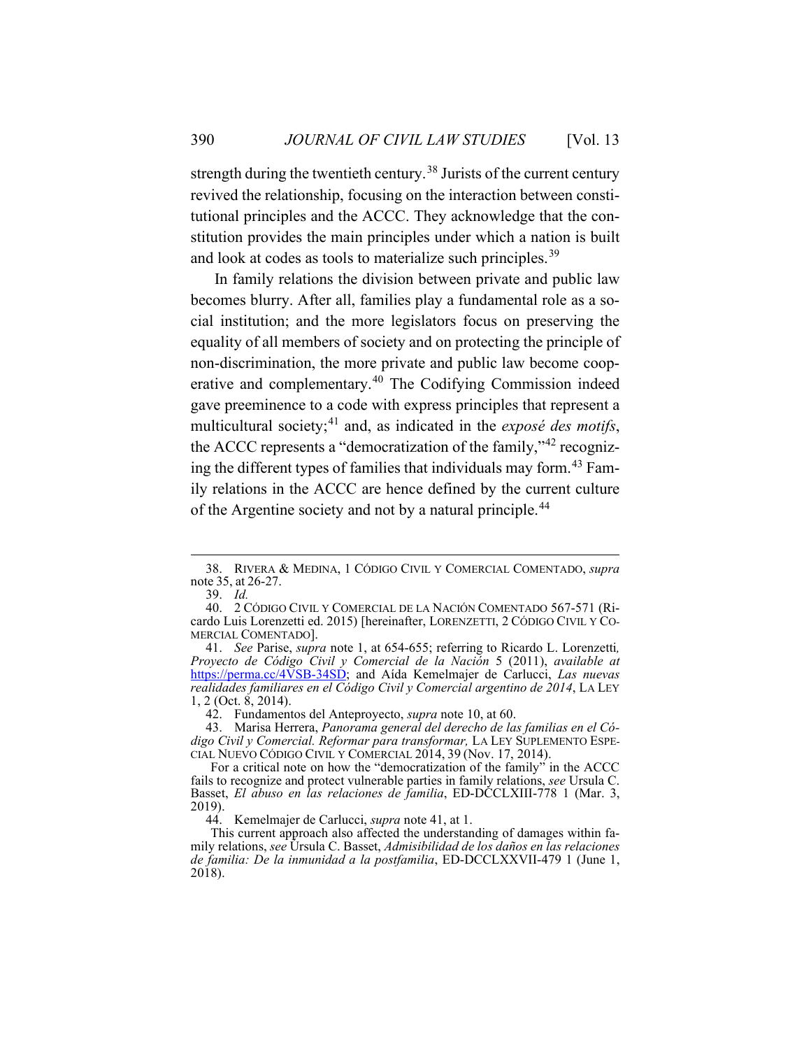strength during the twentieth century.[38] Jurists of the current century revived the relationship, focusing on the interaction between constitutional principles and the ACCC. They acknowledge that the constitution provides the main principles under which a nation is built and look at codes as tools to materialize such principles.[39]

In family relations the division between private and public law becomes blurry. After all, families play a fundamental role as a social institution; and the more legislators focus on preserving the equality of all members of society and on protecting the principle of non-discrimination, the more private and public law become cooperative and complementary.[40] The Codifying Commission indeed gave preeminence to a code with express principles that represent a multicultural society;[41] and, as indicated in the *exposé des motifs*, the ACCC represents a "democratization of the family,"[42] recognizing the different types of families that individuals may form.[43] Family relations in the ACCC are hence defined by the current culture of the Argentine society and not by a natural principle.[44]

---

38. RIVERA & MEDINA, 1 CÓDIGO CIVIL Y COMERCIAL COMENTADO, *supra* note 35, at 26-27.

39. *Id.*

40. 2 CÓDIGO CIVIL Y COMERCIAL DE LA NACIÓN COMENTADO 567-571 (Ricardo Luis Lorenzetti ed. 2015) [hereinafter, LORENZETTI, 2 CÓDIGO CIVIL Y COMERCIAL COMENTADO].

41. *See* Parise, *supra* note 1, at 654-655; referring to Ricardo L. Lorenzetti*, Proyecto de Código Civil y Comercial de la Nación* 5 (2011), *available at* https://perma.cc/4VSB-34SD; and Aída Kemelmajer de Carlucci, *Las nuevas realidades familiares en el Código Civil y Comercial argentino de 2014*, LA LEY 1, 2 (Oct. 8, 2014).

42. Fundamentos del Anteproyecto, *supra* note 10, at 60.

43. Marisa Herrera, *Panorama general del derecho de las familias en el Código Civil y Comercial. Reformar para transformar,* LA LEY SUPLEMENTO ESPECIAL NUEVO CÓDIGO CIVIL Y COMERCIAL 2014, 39 (Nov. 17, 2014).

For a critical note on how the "democratization of the family" in the ACCC fails to recognize and protect vulnerable parties in family relations, *see* Ursula C. Basset, *El abuso en las relaciones de familia*, ED-DCCLXIII-778 1 (Mar. 3, 2019).

44. Kemelmajer de Carlucci, *supra* note 41, at 1.

This current approach also affected the understanding of damages within family relations, *see* Ursula C. Basset, *Admisibilidad de los daños en las relaciones de familia: De la inmunidad a la postfamilia*, ED-DCCLXXVII-479 1 (June 1, 2018).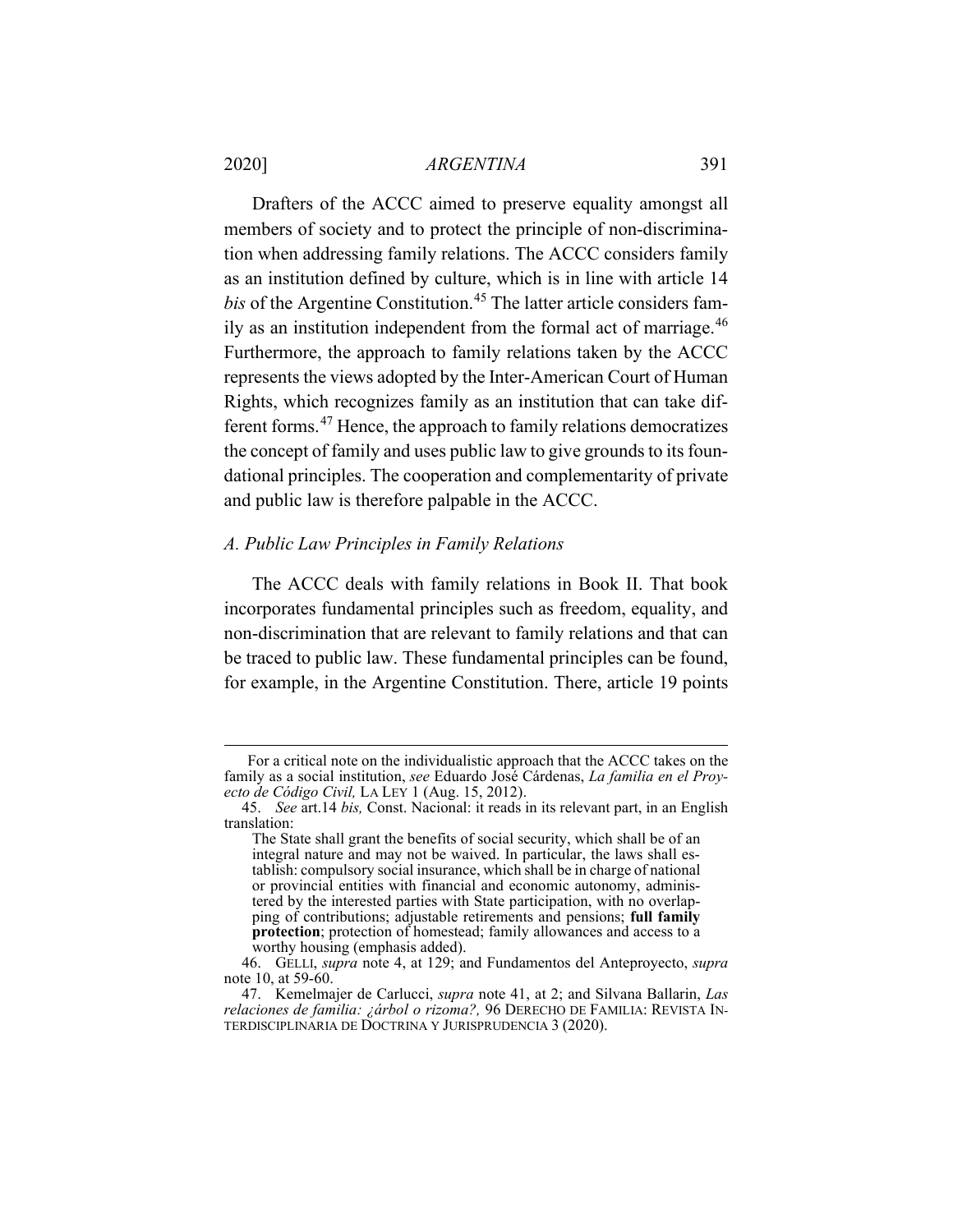Drafters of the ACCC aimed to preserve equality amongst all members of society and to protect the principle of non-discrimination when addressing family relations. The ACCC considers family as an institution defined by culture, which is in line with article 14 *bis* of the Argentine Constitution.[45] The latter article considers family as an institution independent from the formal act of marriage.[46] Furthermore, the approach to family relations taken by the ACCC represents the views adopted by the Inter-American Court of Human Rights, which recognizes family as an institution that can take different forms.[47] Hence, the approach to family relations democratizes the concept of family and uses public law to give grounds to its foundational principles. The cooperation and complementarity of private and public law is therefore palpable in the ACCC.

### *A. Public Law Principles in Family Relations*

The ACCC deals with family relations in Book II. That book incorporates fundamental principles such as freedom, equality, and non-discrimination that are relevant to family relations and that can be traced to public law. These fundamental principles can be found, for example, in the Argentine Constitution. There, article 19 points

---

For a critical note on the individualistic approach that the ACCC takes on the family as a social institution, *see* Eduardo José Cárdenas, *La familia en el Proyecto de Código Civil,* LA LEY 1 (Aug. 15, 2012).

45. *See* art.14 *bis,* Const. Nacional: it reads in its relevant part, in an English translation:

> The State shall grant the benefits of social security, which shall be of an integral nature and may not be waived. In particular, the laws shall establish: compulsory social insurance, which shall be in charge of national or provincial entities with financial and economic autonomy, administered by the interested parties with State participation, with no overlapping of contributions; adjustable retirements and pensions; **full family protection**; protection of homestead; family allowances and access to a worthy housing (emphasis added).

46. GELLI, *supra* note 4, at 129; and Fundamentos del Anteproyecto, *supra* note 10, at 59-60.

47. Kemelmajer de Carlucci, *supra* note 41, at 2; and Silvana Ballarin, *Las relaciones de familia: ¿árbol o rizoma?,* 96 DERECHO DE FAMILIA: REVISTA INTERDISCIPLINARIA DE DOCTRINA Y JURISPRUDENCIA 3 (2020).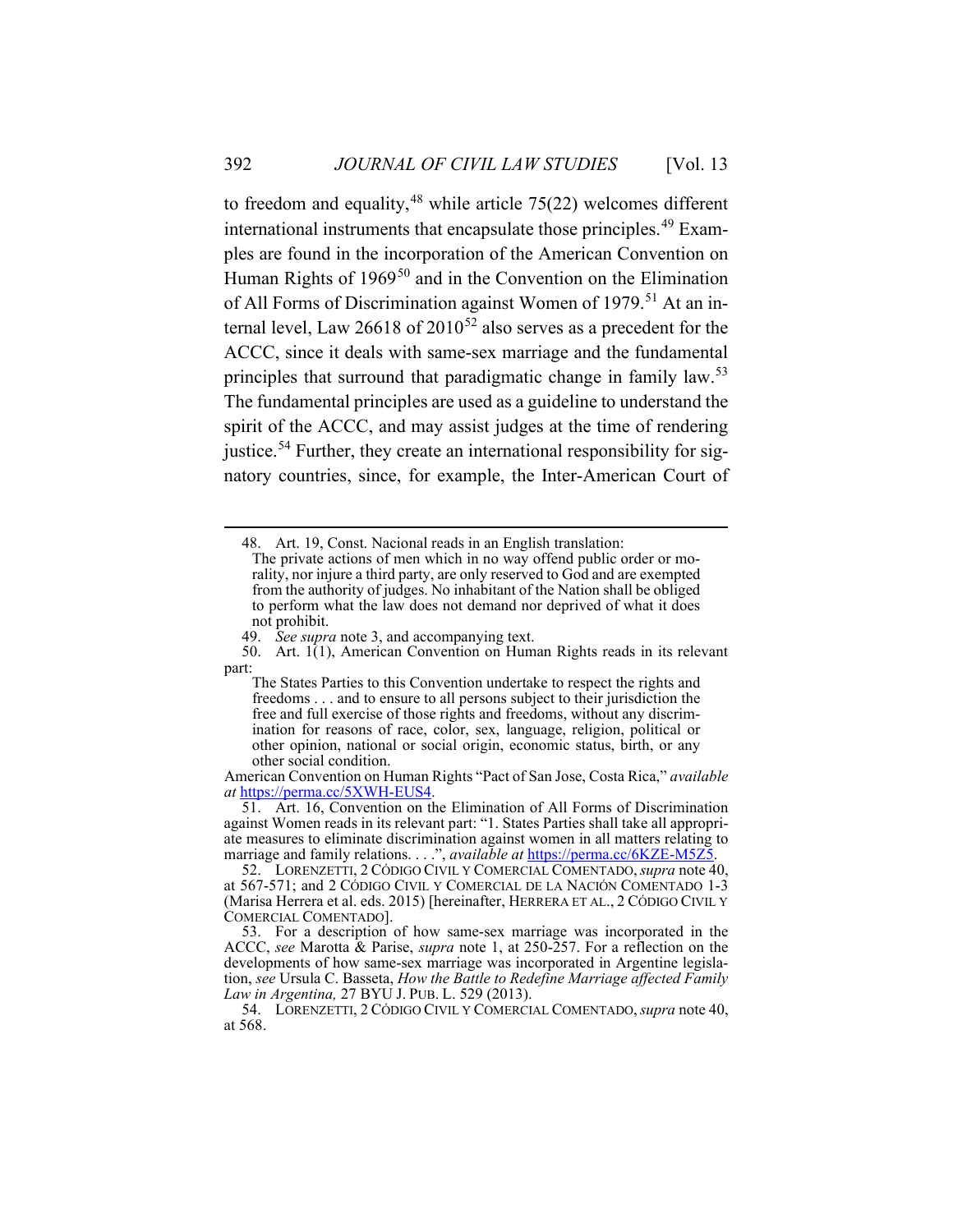to freedom and equality,[48] while article 75(22) welcomes different international instruments that encapsulate those principles.[49] Examples are found in the incorporation of the American Convention on Human Rights of 1969[50] and in the Convention on the Elimination of All Forms of Discrimination against Women of 1979.[51] At an internal level, Law 26618 of 2010[52] also serves as a precedent for the ACCC, since it deals with same-sex marriage and the fundamental principles that surround that paradigmatic change in family law.[53] The fundamental principles are used as a guideline to understand the spirit of the ACCC, and may assist judges at the time of rendering justice.[54] Further, they create an international responsibility for signatory countries, since, for example, the Inter-American Court of

---

48. Art. 19, Const. Nacional reads in an English translation:

> The private actions of men which in no way offend public order or morality, nor injure a third party, are only reserved to God and are exempted from the authority of judges. No inhabitant of the Nation shall be obliged to perform what the law does not demand nor deprived of what it does not prohibit.

49. *See supra* note 3, and accompanying text.

50. Art. 1(1), American Convention on Human Rights reads in its relevant part:

> The States Parties to this Convention undertake to respect the rights and freedoms . . . and to ensure to all persons subject to their jurisdiction the free and full exercise of those rights and freedoms, without any discrimination for reasons of race, color, sex, language, religion, political or other opinion, national or social origin, economic status, birth, or any other social condition.

American Convention on Human Rights "Pact of San Jose, Costa Rica," *available at* https://perma.cc/5XWH-EUS4.

51. Art. 16, Convention on the Elimination of All Forms of Discrimination against Women reads in its relevant part: "1. States Parties shall take all appropriate measures to eliminate discrimination against women in all matters relating to marriage and family relations. . . .", *available at* https://perma.cc/6KZE-M5Z5.

52. LORENZETTI, 2 CÓDIGO CIVIL Y COMERCIAL COMENTADO, *supra* note 40, at 567-571; and 2 CÓDIGO CIVIL Y COMERCIAL DE LA NACIÓN COMENTADO 1-3 (Marisa Herrera et al. eds. 2015) [hereinafter, HERRERA ET AL., 2 CÓDIGO CIVIL Y COMERCIAL COMENTADO].

53. For a description of how same-sex marriage was incorporated in the ACCC, *see* Marotta & Parise, *supra* note 1, at 250-257. For a reflection on the developments of how same-sex marriage was incorporated in Argentine legislation, *see* Ursula C. Basseta, *How the Battle to Redefine Marriage affected Family Law in Argentina,* 27 BYU J. PUB. L. 529 (2013).

54. LORENZETTI, 2 CÓDIGO CIVIL Y COMERCIAL COMENTADO, *supra* note 40, at 568.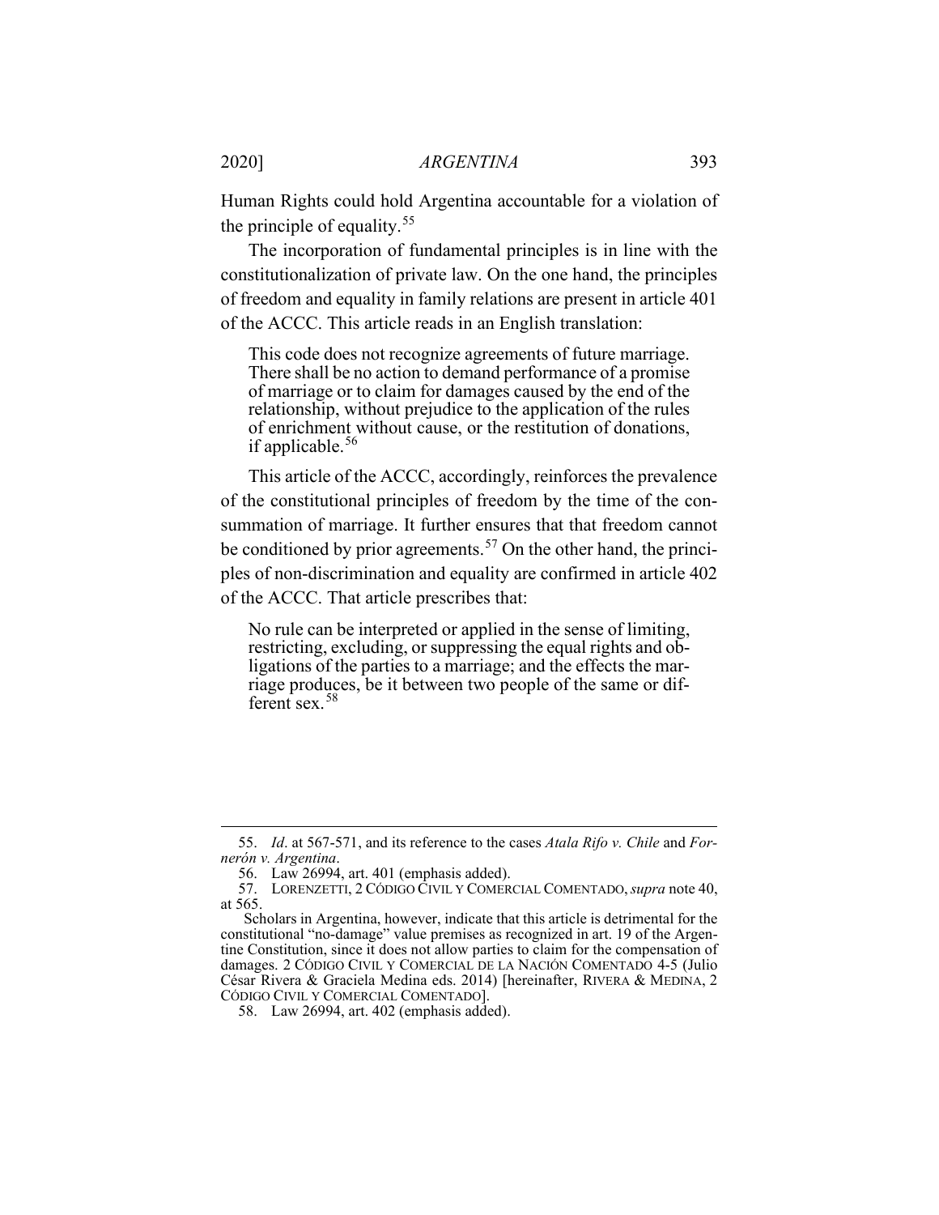Human Rights could hold Argentina accountable for a violation of the principle of equality.[55]

The incorporation of fundamental principles is in line with the constitutionalization of private law. On the one hand, the principles of freedom and equality in family relations are present in article 401 of the ACCC. This article reads in an English translation:

> This code does not recognize agreements of future marriage. There shall be no action to demand performance of a promise of marriage or to claim for damages caused by the end of the relationship, without prejudice to the application of the rules of enrichment without cause, or the restitution of donations, if applicable.[56]

This article of the ACCC, accordingly, reinforces the prevalence of the constitutional principles of freedom by the time of the consummation of marriage. It further ensures that that freedom cannot be conditioned by prior agreements.[57] On the other hand, the principles of non-discrimination and equality are confirmed in article 402 of the ACCC. That article prescribes that:

> No rule can be interpreted or applied in the sense of limiting, restricting, excluding, or suppressing the equal rights and obligations of the parties to a marriage; and the effects the marriage produces, be it between two people of the same or different sex.[58]

---

55. *Id*. at 567-571, and its reference to the cases *Atala Rifo v. Chile* and *Fornerón v. Argentina*.

56. Law 26994, art. 401 (emphasis added).

57. LORENZETTI, 2 CÓDIGO CIVIL Y COMERCIAL COMENTADO, *supra* note 40, at 565.

Scholars in Argentina, however, indicate that this article is detrimental for the constitutional "no-damage" value premises as recognized in art. 19 of the Argentine Constitution, since it does not allow parties to claim for the compensation of damages. 2 CÓDIGO CIVIL Y COMERCIAL DE LA NACIÓN COMENTADO 4-5 (Julio César Rivera & Graciela Medina eds. 2014) [hereinafter, RIVERA & MEDINA, 2 CÓDIGO CIVIL Y COMERCIAL COMENTADO].

58. Law 26994, art. 402 (emphasis added).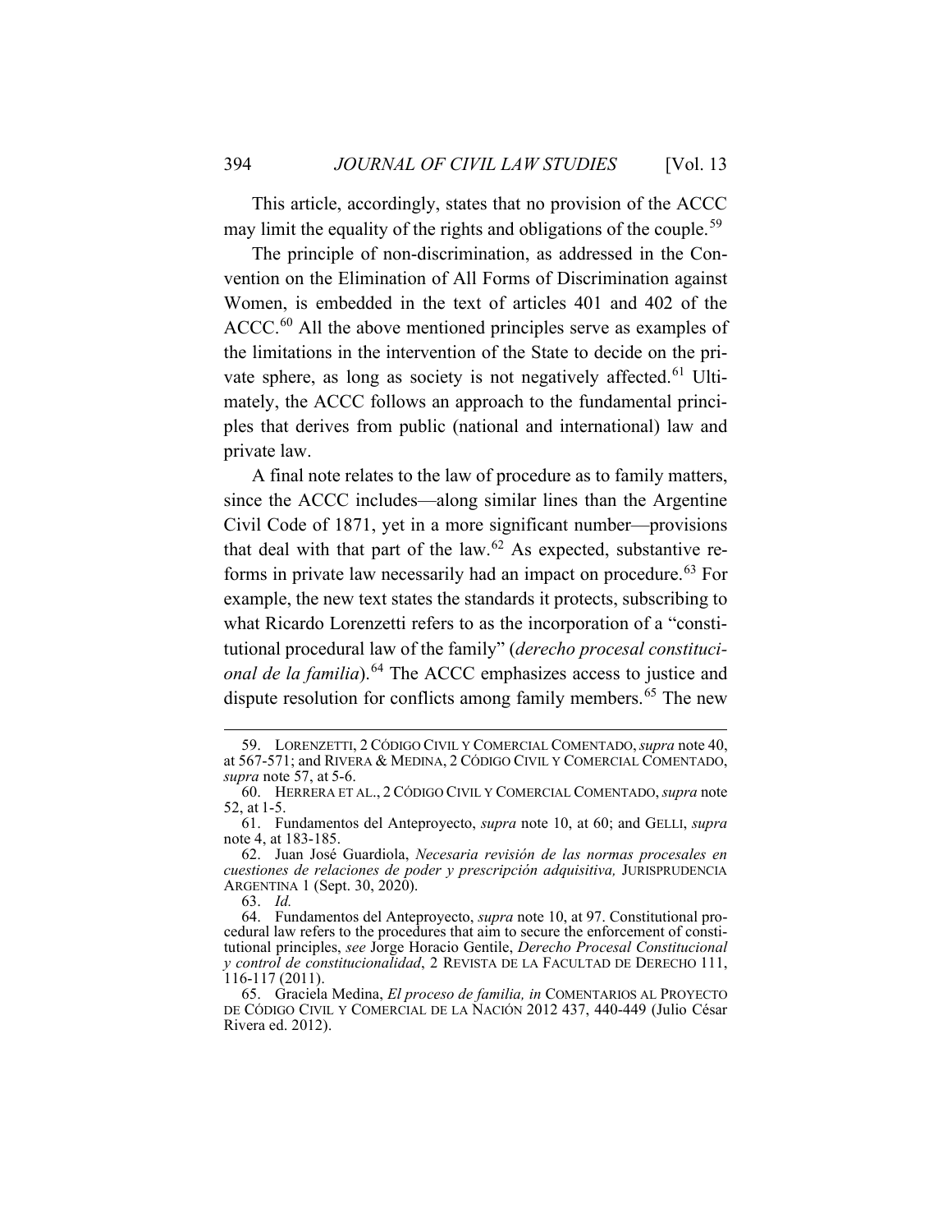This article, accordingly, states that no provision of the ACCC may limit the equality of the rights and obligations of the couple.[59]

The principle of non-discrimination, as addressed in the Convention on the Elimination of All Forms of Discrimination against Women, is embedded in the text of articles 401 and 402 of the ACCC.[60] All the above mentioned principles serve as examples of the limitations in the intervention of the State to decide on the private sphere, as long as society is not negatively affected.[61] Ultimately, the ACCC follows an approach to the fundamental principles that derives from public (national and international) law and private law.

A final note relates to the law of procedure as to family matters, since the ACCC includes—along similar lines than the Argentine Civil Code of 1871, yet in a more significant number—provisions that deal with that part of the law.[62] As expected, substantive reforms in private law necessarily had an impact on procedure.[63] For example, the new text states the standards it protects, subscribing to what Ricardo Lorenzetti refers to as the incorporation of a "constitutional procedural law of the family" (*derecho procesal constitucional de la familia*).[64] The ACCC emphasizes access to justice and dispute resolution for conflicts among family members.[65] The new

---

59. LORENZETTI, 2 CÓDIGO CIVIL Y COMERCIAL COMENTADO, *supra* note 40, at 567-571; and RIVERA & MEDINA, 2 CÓDIGO CIVIL Y COMERCIAL COMENTADO, *supra* note 57, at 5-6.

60. HERRERA ET AL., 2 CÓDIGO CIVIL Y COMERCIAL COMENTADO, *supra* note 52, at 1-5.

61. Fundamentos del Anteproyecto, *supra* note 10, at 60; and GELLI, *supra* note 4, at 183-185.

62. Juan José Guardiola, *Necesaria revisión de las normas procesales en cuestiones de relaciones de poder y prescripción adquisitiva,* JURISPRUDENCIA ARGENTINA 1 (Sept. 30, 2020).

63. *Id.*

64. Fundamentos del Anteproyecto, *supra* note 10, at 97. Constitutional procedural law refers to the procedures that aim to secure the enforcement of constitutional principles, *see* Jorge Horacio Gentile, *Derecho Procesal Constitucional y control de constitucionalidad*, 2 REVISTA DE LA FACULTAD DE DERECHO 111, 116-117 (2011).

65. Graciela Medina, *El proceso de familia, in* COMENTARIOS AL PROYECTO DE CÓDIGO CIVIL Y COMERCIAL DE LA NACIÓN 2012 437, 440-449 (Julio César Rivera ed. 2012).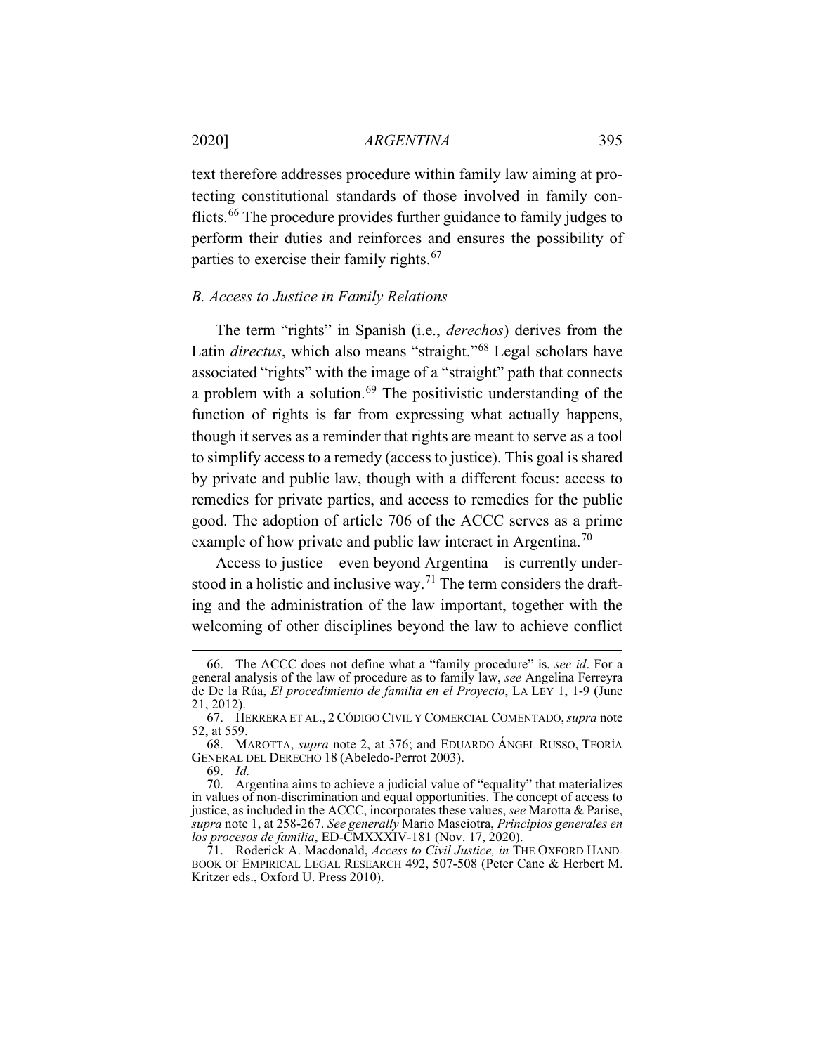text therefore addresses procedure within family law aiming at protecting constitutional standards of those involved in family conflicts.[66] The procedure provides further guidance to family judges to perform their duties and reinforces and ensures the possibility of parties to exercise their family rights.[67]

### *B. Access to Justice in Family Relations*

The term "rights" in Spanish (i.e., *derechos*) derives from the Latin *directus*, which also means "straight."[68] Legal scholars have associated "rights" with the image of a "straight" path that connects a problem with a solution.[69] The positivistic understanding of the function of rights is far from expressing what actually happens, though it serves as a reminder that rights are meant to serve as a tool to simplify access to a remedy (access to justice). This goal is shared by private and public law, though with a different focus: access to remedies for private parties, and access to remedies for the public good. The adoption of article 706 of the ACCC serves as a prime example of how private and public law interact in Argentina.[70]

Access to justice—even beyond Argentina—is currently understood in a holistic and inclusive way.[71] The term considers the drafting and the administration of the law important, together with the welcoming of other disciplines beyond the law to achieve conflict

---

66. The ACCC does not define what a "family procedure" is, *see id*. For a general analysis of the law of procedure as to family law, *see* Angelina Ferreyra de De la Rúa, *El procedimiento de familia en el Proyecto*, LA LEY 1, 1-9 (June 21, 2012).

67. HERRERA ET AL., 2 CÓDIGO CIVIL Y COMERCIAL COMENTADO, *supra* note 52, at 559.

68. MAROTTA, *supra* note 2, at 376; and EDUARDO ÁNGEL RUSSO, TEORÍA GENERAL DEL DERECHO 18 (Abeledo-Perrot 2003).

69. *Id.*

70. Argentina aims to achieve a judicial value of "equality" that materializes in values of non-discrimination and equal opportunities. The concept of access to justice, as included in the ACCC, incorporates these values, *see* Marotta & Parise, *supra* note 1, at 258-267. *See generally* Mario Masciotra, *Principios generales en los procesos de familia*, ED-CMXXXIV-181 (Nov. 17, 2020).

71. Roderick A. Macdonald, *Access to Civil Justice, in* THE OXFORD HANDBOOK OF EMPIRICAL LEGAL RESEARCH 492, 507-508 (Peter Cane & Herbert M. Kritzer eds., Oxford U. Press 2010).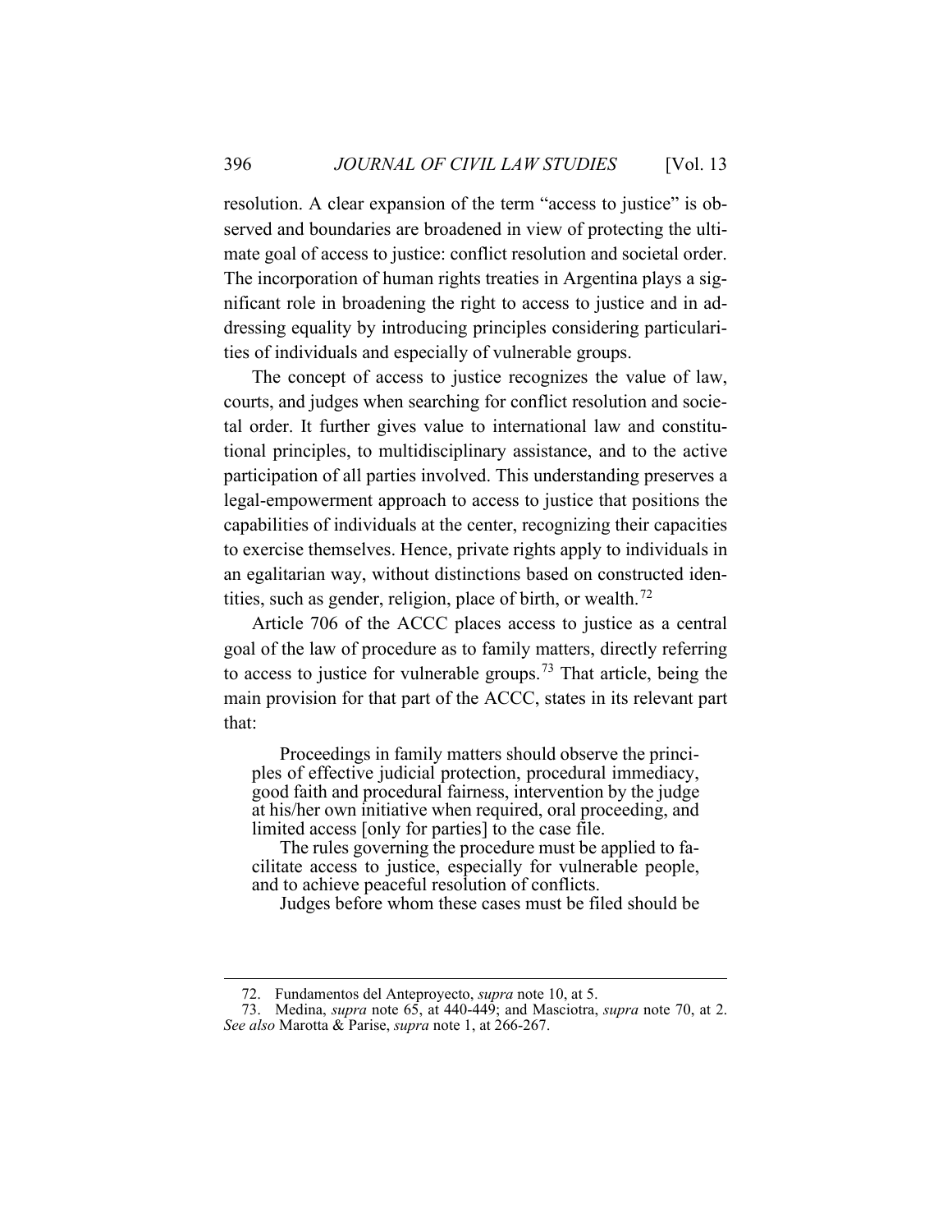resolution. A clear expansion of the term "access to justice" is observed and boundaries are broadened in view of protecting the ultimate goal of access to justice: conflict resolution and societal order. The incorporation of human rights treaties in Argentina plays a significant role in broadening the right to access to justice and in addressing equality by introducing principles considering particularities of individuals and especially of vulnerable groups.

The concept of access to justice recognizes the value of law, courts, and judges when searching for conflict resolution and societal order. It further gives value to international law and constitutional principles, to multidisciplinary assistance, and to the active participation of all parties involved. This understanding preserves a legal-empowerment approach to access to justice that positions the capabilities of individuals at the center, recognizing their capacities to exercise themselves. Hence, private rights apply to individuals in an egalitarian way, without distinctions based on constructed identities, such as gender, religion, place of birth, or wealth.[72]

Article 706 of the ACCC places access to justice as a central goal of the law of procedure as to family matters, directly referring to access to justice for vulnerable groups.[73] That article, being the main provision for that part of the ACCC, states in its relevant part that:

> Proceedings in family matters should observe the principles of effective judicial protection, procedural immediacy, good faith and procedural fairness, intervention by the judge at his/her own initiative when required, oral proceeding, and limited access [only for parties] to the case file.
>
> The rules governing the procedure must be applied to facilitate access to justice, especially for vulnerable people, and to achieve peaceful resolution of conflicts.
>
> Judges before whom these cases must be filed should be

---

72. Fundamentos del Anteproyecto, *supra* note 10, at 5.

73. Medina, *supra* note 65, at 440-449; and Masciotra, *supra* note 70, at 2. *See also* Marotta & Parise, *supra* note 1, at 266-267.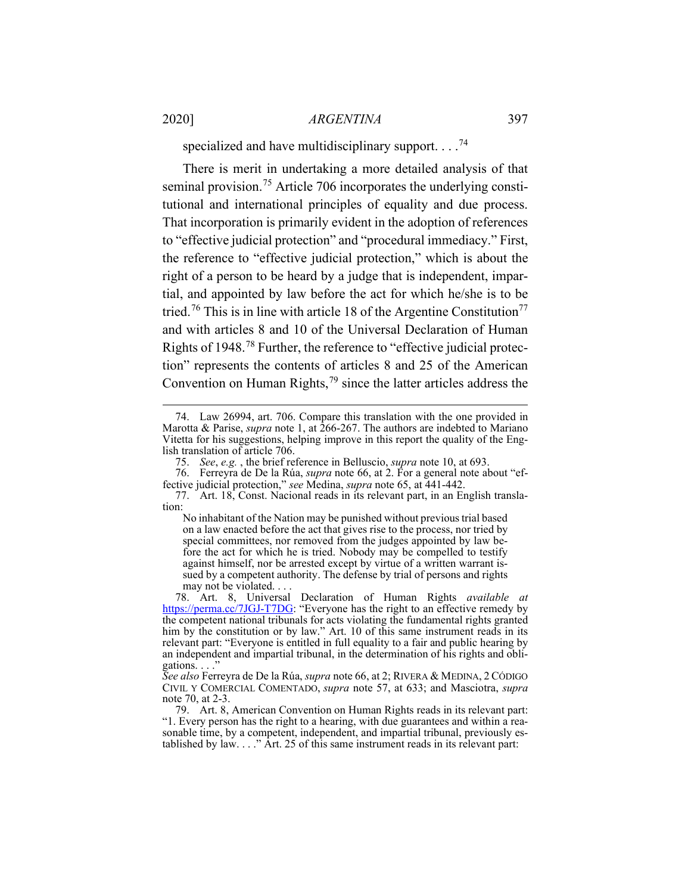specialized and have multidisciplinary support. . . .[74]

There is merit in undertaking a more detailed analysis of that seminal provision.[75] Article 706 incorporates the underlying constitutional and international principles of equality and due process. That incorporation is primarily evident in the adoption of references to "effective judicial protection" and "procedural immediacy." First, the reference to "effective judicial protection," which is about the right of a person to be heard by a judge that is independent, impartial, and appointed by law before the act for which he/she is to be tried.[76] This is in line with article 18 of the Argentine Constitution[77] and with articles 8 and 10 of the Universal Declaration of Human Rights of 1948.[78] Further, the reference to "effective judicial protection" represents the contents of articles 8 and 25 of the American Convention on Human Rights,[79] since the latter articles address the

---

74. Law 26994, art. 706. Compare this translation with the one provided in Marotta & Parise, *supra* note 1, at 266-267. The authors are indebted to Mariano Vitetta for his suggestions, helping improve in this report the quality of the English translation of article 706.

75. *See*, *e.g.* , the brief reference in Belluscio, *supra* note 10, at 693.

76. Ferreyra de De la Rúa, *supra* note 66, at 2. For a general note about "effective judicial protection," *see* Medina, *supra* note 65, at 441-442.

77. Art. 18, Const. Nacional reads in its relevant part, in an English translation:

> No inhabitant of the Nation may be punished without previous trial based on a law enacted before the act that gives rise to the process, nor tried by special committees, nor removed from the judges appointed by law before the act for which he is tried. Nobody may be compelled to testify against himself, nor be arrested except by virtue of a written warrant issued by a competent authority. The defense by trial of persons and rights may not be violated. . . .

78. Art. 8, Universal Declaration of Human Rights *available at* https://perma.cc/7JGJ-T7DG: "Everyone has the right to an effective remedy by the competent national tribunals for acts violating the fundamental rights granted him by the constitution or by law." Art. 10 of this same instrument reads in its relevant part: "Everyone is entitled in full equality to a fair and public hearing by an independent and impartial tribunal, in the determination of his rights and obligations. . . ."
*See also* Ferreyra de De la Rúa, *supra* note 66, at 2; RIVERA & MEDINA, 2 CÓDIGO CIVIL Y COMERCIAL COMENTADO, *supra* note 57, at 633; and Masciotra, *supra* note 70, at 2-3.

79. Art. 8, American Convention on Human Rights reads in its relevant part: "1. Every person has the right to a hearing, with due guarantees and within a reasonable time, by a competent, independent, and impartial tribunal, previously established by law. . . ." Art. 25 of this same instrument reads in its relevant part: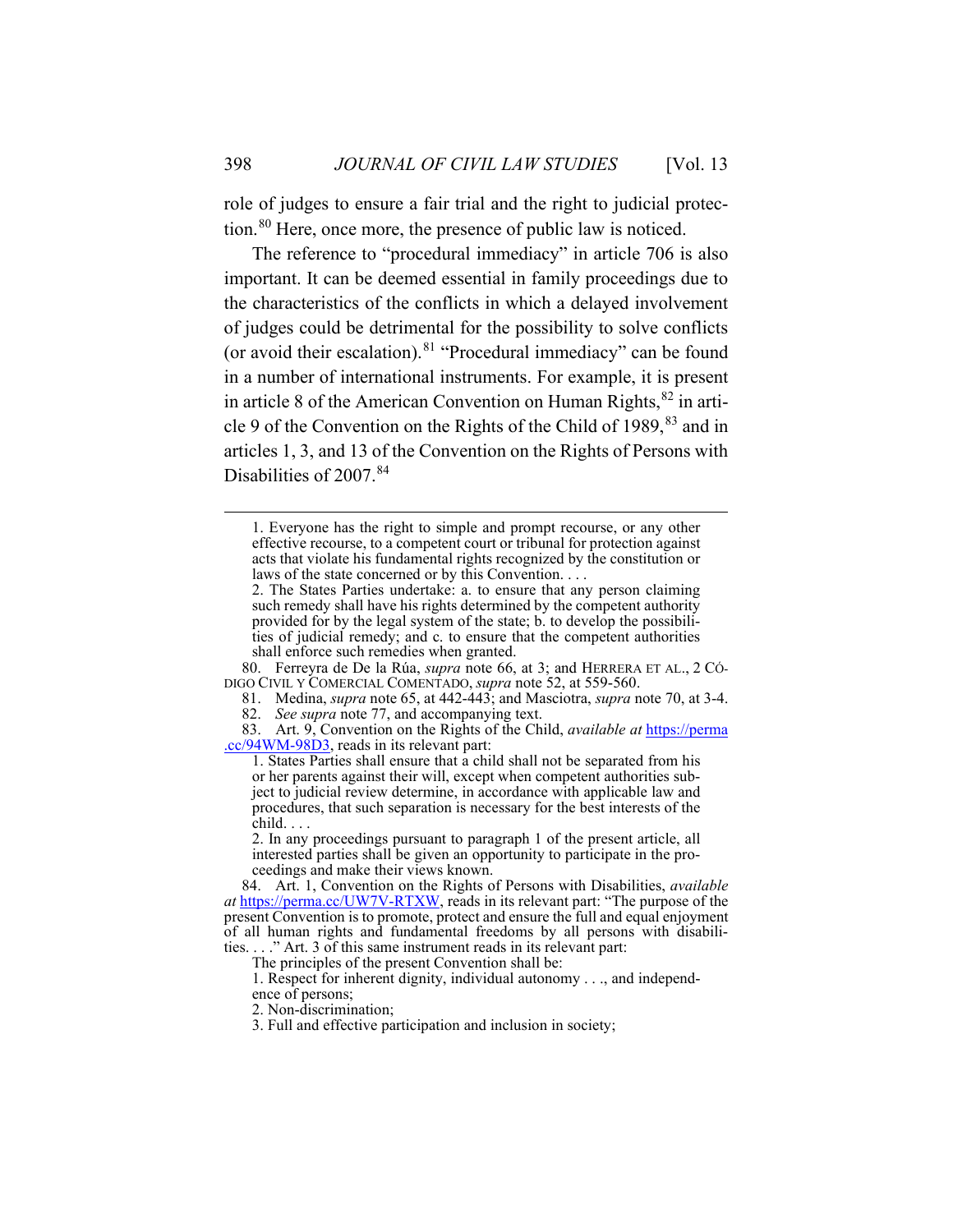role of judges to ensure a fair trial and the right to judicial protection.[80] Here, once more, the presence of public law is noticed.

The reference to "procedural immediacy" in article 706 is also important. It can be deemed essential in family proceedings due to the characteristics of the conflicts in which a delayed involvement of judges could be detrimental for the possibility to solve conflicts (or avoid their escalation).[81] "Procedural immediacy" can be found in a number of international instruments. For example, it is present in article 8 of the American Convention on Human Rights,[82] in article 9 of the Convention on the Rights of the Child of 1989,[83] and in articles 1, 3, and 13 of the Convention on the Rights of Persons with Disabilities of 2007.[84]

---

> 1. Everyone has the right to simple and prompt recourse, or any other effective recourse, to a competent court or tribunal for protection against acts that violate his fundamental rights recognized by the constitution or laws of the state concerned or by this Convention. . . .
>
> 2. The States Parties undertake: a. to ensure that any person claiming such remedy shall have his rights determined by the competent authority provided for by the legal system of the state; b. to develop the possibilities of judicial remedy; and c. to ensure that the competent authorities shall enforce such remedies when granted.

80. Ferreyra de De la Rúa, *supra* note 66, at 3; and HERRERA ET AL., 2 CÓDIGO CIVIL Y COMERCIAL COMENTADO, *supra* note 52, at 559-560.

81. Medina, *supra* note 65, at 442-443; and Masciotra, *supra* note 70, at 3-4.

82. *See supra* note 77, and accompanying text.

83. Art. 9, Convention on the Rights of the Child, *available at* https://perma.cc/94WM-98D3, reads in its relevant part:

> 1. States Parties shall ensure that a child shall not be separated from his or her parents against their will, except when competent authorities subject to judicial review determine, in accordance with applicable law and procedures, that such separation is necessary for the best interests of the child. . . .
>
> 2. In any proceedings pursuant to paragraph 1 of the present article, all interested parties shall be given an opportunity to participate in the proceedings and make their views known.

84. Art. 1, Convention on the Rights of Persons with Disabilities, *available at* https://perma.cc/UW7V-RTXW, reads in its relevant part: "The purpose of the present Convention is to promote, protect and ensure the full and equal enjoyment of all human rights and fundamental freedoms by all persons with disabilities. . . ." Art. 3 of this same instrument reads in its relevant part:

> The principles of the present Convention shall be:
>
> 1. Respect for inherent dignity, individual autonomy . . ., and independence of persons;
>
> 2. Non-discrimination;
>
> 3. Full and effective participation and inclusion in society;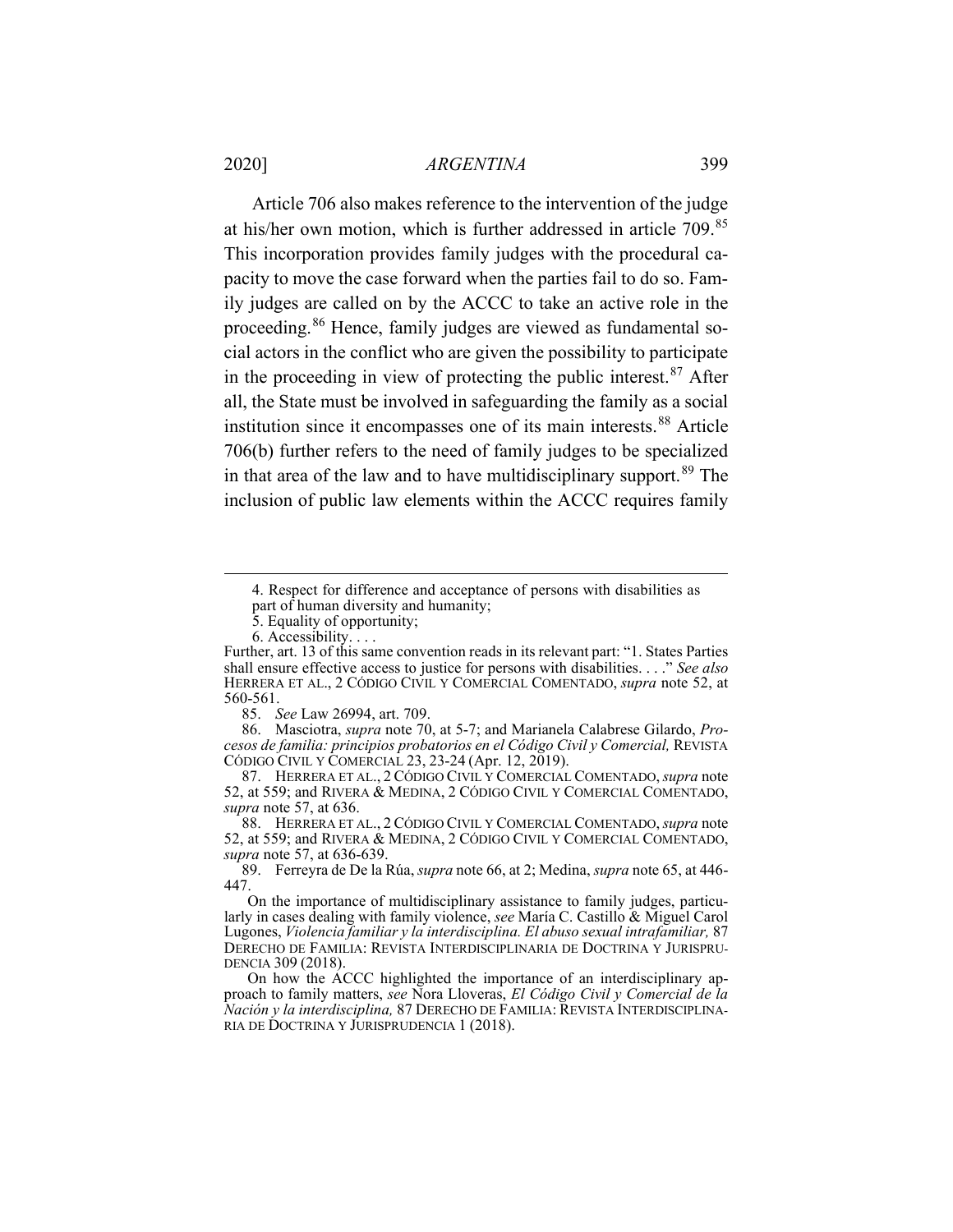Article 706 also makes reference to the intervention of the judge at his/her own motion, which is further addressed in article 709.[85] This incorporation provides family judges with the procedural capacity to move the case forward when the parties fail to do so. Family judges are called on by the ACCC to take an active role in the proceeding.[86] Hence, family judges are viewed as fundamental social actors in the conflict who are given the possibility to participate in the proceeding in view of protecting the public interest.[87] After all, the State must be involved in safeguarding the family as a social institution since it encompasses one of its main interests.[88] Article 706(b) further refers to the need of family judges to be specialized in that area of the law and to have multidisciplinary support.[89] The inclusion of public law elements within the ACCC requires family

---

> 4. Respect for difference and acceptance of persons with disabilities as part of human diversity and humanity;
>
> 5. Equality of opportunity;
>
> 6. Accessibility. . . .

Further, art. 13 of this same convention reads in its relevant part: "1. States Parties shall ensure effective access to justice for persons with disabilities. . . ." *See also* HERRERA ET AL., 2 CÓDIGO CIVIL Y COMERCIAL COMENTADO, *supra* note 52, at 560-561.

85. *See* Law 26994, art. 709.

86. Masciotra, *supra* note 70, at 5-7; and Marianela Calabrese Gilardo, *Procesos de familia: principios probatorios en el Código Civil y Comercial,* REVISTA CÓDIGO CIVIL Y COMERCIAL 23, 23-24 (Apr. 12, 2019).

87. HERRERA ET AL., 2 CÓDIGO CIVIL Y COMERCIAL COMENTADO, *supra* note 52, at 559; and RIVERA & MEDINA, 2 CÓDIGO CIVIL Y COMERCIAL COMENTADO, *supra* note 57, at 636.

88. HERRERA ET AL., 2 CÓDIGO CIVIL Y COMERCIAL COMENTADO, *supra* note 52, at 559; and RIVERA & MEDINA, 2 CÓDIGO CIVIL Y COMERCIAL COMENTADO, *supra* note 57, at 636-639.

89. Ferreyra de De la Rúa, *supra* note 66, at 2; Medina, *supra* note 65, at 446-447.

On the importance of multidisciplinary assistance to family judges, particularly in cases dealing with family violence, *see* María C. Castillo & Miguel Carol Lugones, *Violencia familiar y la interdisciplina. El abuso sexual intrafamiliar,* 87 DERECHO DE FAMILIA: REVISTA INTERDISCIPLINARIA DE DOCTRINA Y JURISPRUDENCIA 309 (2018).

On how the ACCC highlighted the importance of an interdisciplinary approach to family matters, *see* Nora Lloveras, *El Código Civil y Comercial de la Nación y la interdisciplina,* 87 DERECHO DE FAMILIA: REVISTA INTERDISCIPLINARIA DE DOCTRINA Y JURISPRUDENCIA 1 (2018).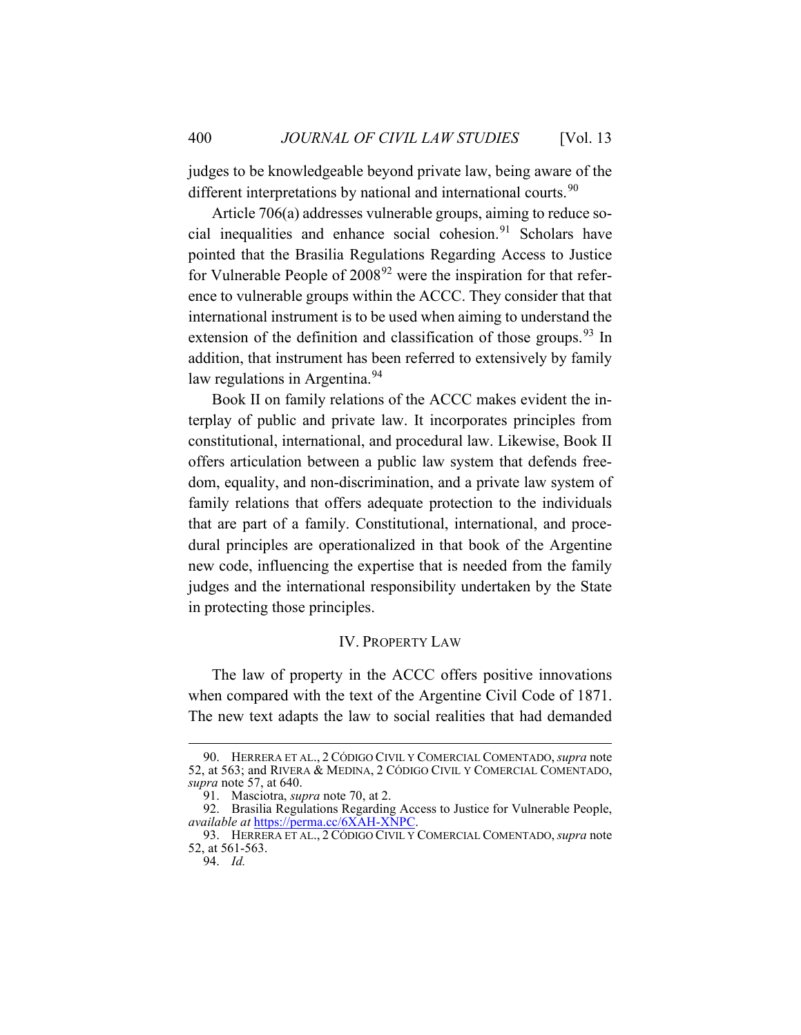judges to be knowledgeable beyond private law, being aware of the different interpretations by national and international courts.[90]

Article 706(a) addresses vulnerable groups, aiming to reduce social inequalities and enhance social cohesion.[91] Scholars have pointed that the Brasilia Regulations Regarding Access to Justice for Vulnerable People of 2008[92] were the inspiration for that reference to vulnerable groups within the ACCC. They consider that that international instrument is to be used when aiming to understand the extension of the definition and classification of those groups.[93] In addition, that instrument has been referred to extensively by family law regulations in Argentina.[94]

Book II on family relations of the ACCC makes evident the interplay of public and private law. It incorporates principles from constitutional, international, and procedural law. Likewise, Book II offers articulation between a public law system that defends freedom, equality, and non-discrimination, and a private law system of family relations that offers adequate protection to the individuals that are part of a family. Constitutional, international, and procedural principles are operationalized in that book of the Argentine new code, influencing the expertise that is needed from the family judges and the international responsibility undertaken by the State in protecting those principles.

## IV. PROPERTY LAW

The law of property in the ACCC offers positive innovations when compared with the text of the Argentine Civil Code of 1871. The new text adapts the law to social realities that had demanded

---

90. HERRERA ET AL., 2 CÓDIGO CIVIL Y COMERCIAL COMENTADO, *supra* note 52, at 563; and RIVERA & MEDINA, 2 CÓDIGO CIVIL Y COMERCIAL COMENTADO, *supra* note 57, at 640.

91. Masciotra, *supra* note 70, at 2.

92. Brasilia Regulations Regarding Access to Justice for Vulnerable People, *available at* https://perma.cc/6XAH-XNPC.

93. HERRERA ET AL., 2 CÓDIGO CIVIL Y COMERCIAL COMENTADO, *supra* note 52, at 561-563.

94. *Id.*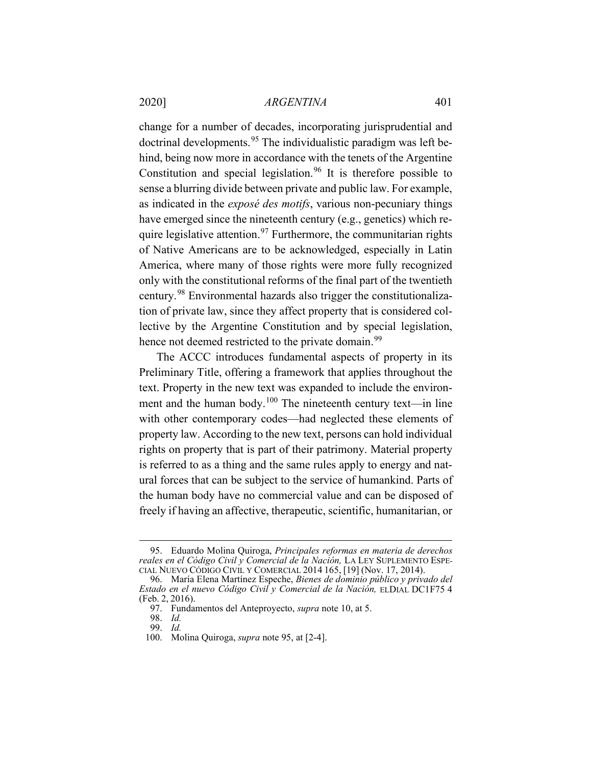change for a number of decades, incorporating jurisprudential and doctrinal developments.[95] The individualistic paradigm was left behind, being now more in accordance with the tenets of the Argentine Constitution and special legislation.[96] It is therefore possible to sense a blurring divide between private and public law. For example, as indicated in the *exposé des motifs*, various non-pecuniary things have emerged since the nineteenth century (e.g., genetics) which require legislative attention.[97] Furthermore, the communitarian rights of Native Americans are to be acknowledged, especially in Latin America, where many of those rights were more fully recognized only with the constitutional reforms of the final part of the twentieth century.[98] Environmental hazards also trigger the constitutionalization of private law, since they affect property that is considered collective by the Argentine Constitution and by special legislation, hence not deemed restricted to the private domain.[99]

The ACCC introduces fundamental aspects of property in its Preliminary Title, offering a framework that applies throughout the text. Property in the new text was expanded to include the environment and the human body.[100] The nineteenth century text—in line with other contemporary codes—had neglected these elements of property law. According to the new text, persons can hold individual rights on property that is part of their patrimony. Material property is referred to as a thing and the same rules apply to energy and natural forces that can be subject to the service of humankind. Parts of the human body have no commercial value and can be disposed of freely if having an affective, therapeutic, scientific, humanitarian, or

---

95. Eduardo Molina Quiroga, *Principales reformas en materia de derechos reales en el Código Civil y Comercial de la Nación,* LA LEY SUPLEMENTO ESPECIAL NUEVO CÓDIGO CIVIL Y COMERCIAL 2014 165, [19] (Nov. 17, 2014).

96. María Elena Martínez Espeche, *Bienes de dominio público y privado del Estado en el nuevo Código Civil y Comercial de la Nación,* ELDIAL DC1F75 4 (Feb. 2, 2016).

97. Fundamentos del Anteproyecto, *supra* note 10, at 5.

98. *Id.*

99. *Id.*

100. Molina Quiroga, *supra* note 95, at [2-4].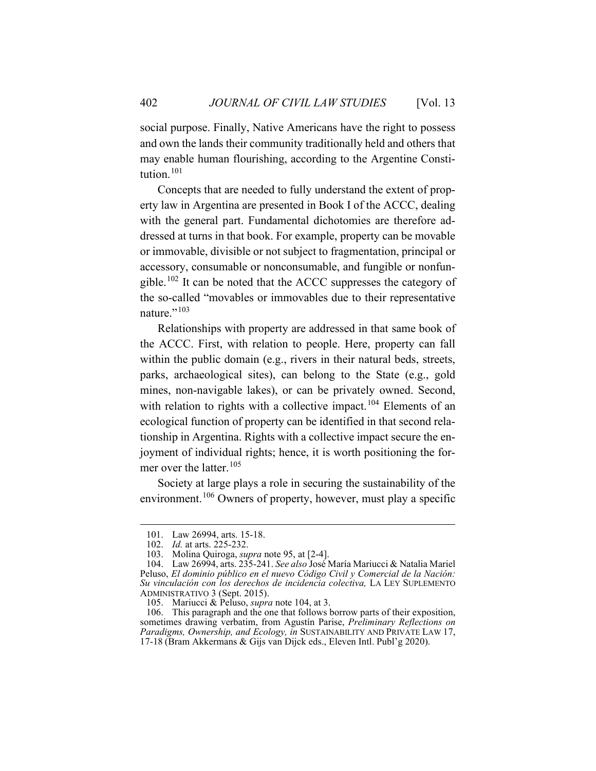social purpose. Finally, Native Americans have the right to possess and own the lands their community traditionally held and others that may enable human flourishing, according to the Argentine Constitution.[101]

Concepts that are needed to fully understand the extent of property law in Argentina are presented in Book I of the ACCC, dealing with the general part. Fundamental dichotomies are therefore addressed at turns in that book. For example, property can be movable or immovable, divisible or not subject to fragmentation, principal or accessory, consumable or nonconsumable, and fungible or nonfungible.[102] It can be noted that the ACCC suppresses the category of the so-called "movables or immovables due to their representative nature."[103]

Relationships with property are addressed in that same book of the ACCC. First, with relation to people. Here, property can fall within the public domain (e.g., rivers in their natural beds, streets, parks, archaeological sites), can belong to the State (e.g., gold mines, non-navigable lakes), or can be privately owned. Second, with relation to rights with a collective impact.[104] Elements of an ecological function of property can be identified in that second relationship in Argentina. Rights with a collective impact secure the enjoyment of individual rights; hence, it is worth positioning the former over the latter.[105]

Society at large plays a role in securing the sustainability of the environment.[106] Owners of property, however, must play a specific

---

101. Law 26994, arts. 15-18.

102. *Id.* at arts. 225-232.

103. Molina Quiroga, *supra* note 95, at [2-4].

104. Law 26994, arts. 235-241. *See also* José María Mariucci & Natalia Mariel Peluso, *El dominio público en el nuevo Código Civil y Comercial de la Nación: Su vinculación con los derechos de incidencia colectiva,* LA LEY SUPLEMENTO ADMINISTRATIVO 3 (Sept. 2015).

105. Mariucci & Peluso, *supra* note 104, at 3.

106. This paragraph and the one that follows borrow parts of their exposition, sometimes drawing verbatim, from Agustín Parise, *Preliminary Reflections on Paradigms, Ownership, and Ecology, in* SUSTAINABILITY AND PRIVATE LAW 17, 17-18 (Bram Akkermans & Gijs van Dijck eds., Eleven Intl. Publ'g 2020).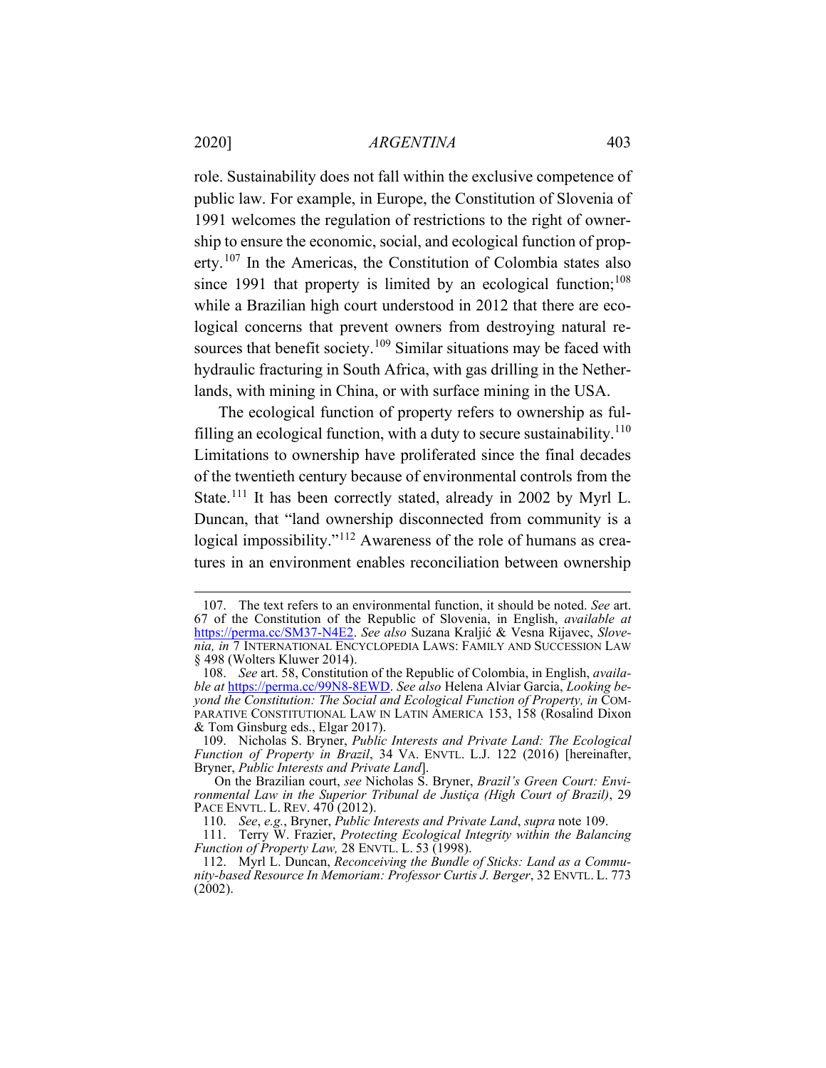role. Sustainability does not fall within the exclusive competence of public law. For example, in Europe, the Constitution of Slovenia of 1991 welcomes the regulation of restrictions to the right of ownership to ensure the economic, social, and ecological function of property.[107] In the Americas, the Constitution of Colombia states also since 1991 that property is limited by an ecological function;[108] while a Brazilian high court understood in 2012 that there are ecological concerns that prevent owners from destroying natural resources that benefit society.[109] Similar situations may be faced with hydraulic fracturing in South Africa, with gas drilling in the Netherlands, with mining in China, or with surface mining in the USA.

The ecological function of property refers to ownership as fulfilling an ecological function, with a duty to secure sustainability.[110] Limitations to ownership have proliferated since the final decades of the twentieth century because of environmental controls from the State.[111] It has been correctly stated, already in 2002 by Myrl L. Duncan, that "land ownership disconnected from community is a logical impossibility."[112] Awareness of the role of humans as creatures in an environment enables reconciliation between ownership

---

107. The text refers to an environmental function, it should be noted. *See* art. 67 of the Constitution of the Republic of Slovenia, in English, *available at* https://perma.cc/SM37-N4E2. *See also* Suzana Kraljić & Vesna Rijavec, *Slovenia, in* 7 INTERNATIONAL ENCYCLOPEDIA LAWS: FAMILY AND SUCCESSION LAW § 498 (Wolters Kluwer 2014).

108. *See* art. 58, Constitution of the Republic of Colombia, in English, *available at* https://perma.cc/99N8-8EWD. *See also* Helena Alviar Garcia, *Looking beyond the Constitution: The Social and Ecological Function of Property, in* COMPARATIVE CONSTITUTIONAL LAW IN LATIN AMERICA 153, 158 (Rosalind Dixon & Tom Ginsburg eds., Elgar 2017).

109. Nicholas S. Bryner, *Public Interests and Private Land: The Ecological Function of Property in Brazil*, 34 VA. ENVTL. L.J. 122 (2016) [hereinafter, Bryner, *Public Interests and Private Land*].

On the Brazilian court, *see* Nicholas S. Bryner, *Brazil's Green Court: Environmental Law in the Superior Tribunal de Justiça (High Court of Brazil)*, 29 PACE ENVTL. L. REV. 470 (2012).

110. *See*, *e.g.*, Bryner, *Public Interests and Private Land*, *supra* note 109.

111. Terry W. Frazier, *Protecting Ecological Integrity within the Balancing Function of Property Law,* 28 ENVTL. L. 53 (1998).

112. Myrl L. Duncan, *Reconceiving the Bundle of Sticks: Land as a Community-based Resource In Memoriam: Professor Curtis J. Berger*, 32 ENVTL. L. 773 (2002).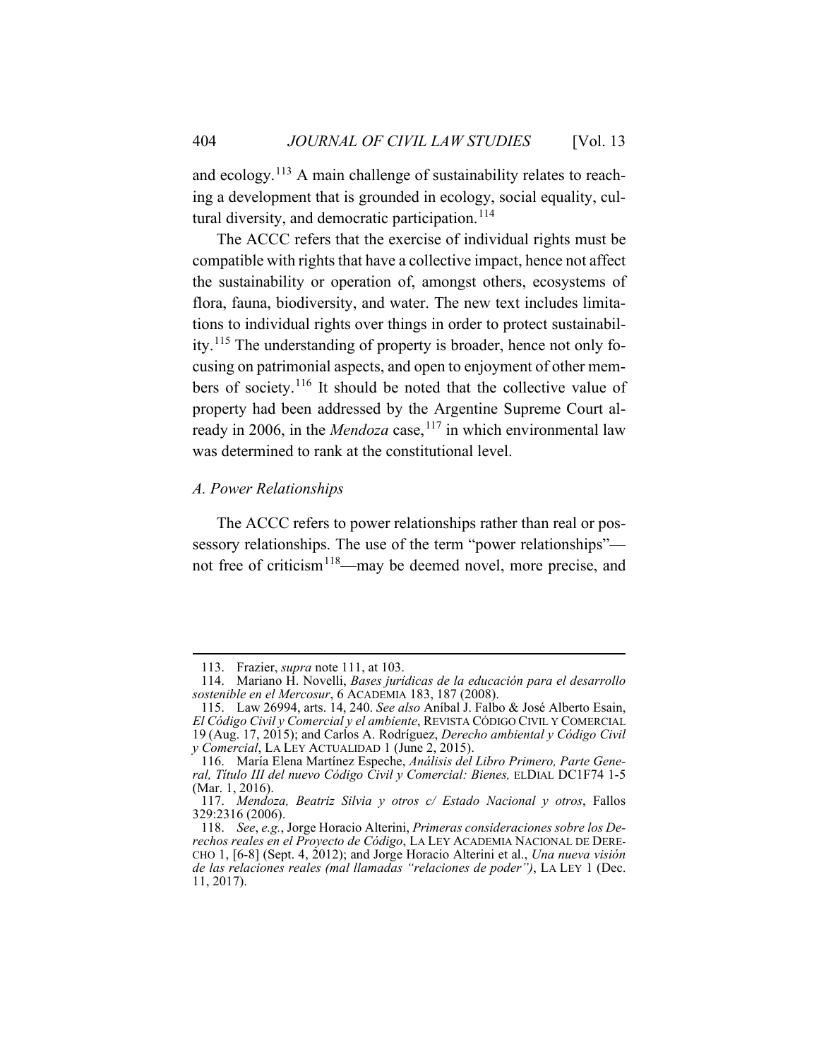and ecology.[113] A main challenge of sustainability relates to reaching a development that is grounded in ecology, social equality, cultural diversity, and democratic participation.[114]

The ACCC refers that the exercise of individual rights must be compatible with rights that have a collective impact, hence not affect the sustainability or operation of, amongst others, ecosystems of flora, fauna, biodiversity, and water. The new text includes limitations to individual rights over things in order to protect sustainability.[115] The understanding of property is broader, hence not only focusing on patrimonial aspects, and open to enjoyment of other members of society.[116] It should be noted that the collective value of property had been addressed by the Argentine Supreme Court already in 2006, in the *Mendoza* case,[117] in which environmental law was determined to rank at the constitutional level.

### *A. Power Relationships*

The ACCC refers to power relationships rather than real or possessory relationships. The use of the term "power relationships"—not free of criticism[118]—may be deemed novel, more precise, and

---

113. Frazier, *supra* note 111, at 103.

114. Mariano H. Novelli, *Bases jurídicas de la educación para el desarrollo sostenible en el Mercosur*, 6 ACADEMIA 183, 187 (2008).

115. Law 26994, arts. 14, 240. *See also* Aníbal J. Falbo & José Alberto Esain, *El Código Civil y Comercial y el ambiente*, REVISTA CÓDIGO CIVIL Y COMERCIAL 19 (Aug. 17, 2015); and Carlos A. Rodríguez, *Derecho ambiental y Código Civil y Comercial*, LA LEY ACTUALIDAD 1 (June 2, 2015).

116. María Elena Martínez Espeche, *Análisis del Libro Primero, Parte General, Título III del nuevo Código Civil y Comercial: Bienes,* ELDIAL DC1F74 1-5 (Mar. 1, 2016).

117. *Mendoza, Beatriz Silvia y otros c/ Estado Nacional y otros*, Fallos 329:2316 (2006).

118. *See*, *e.g.*, Jorge Horacio Alterini, *Primeras consideraciones sobre los Derechos reales en el Proyecto de Código*, LA LEY ACADEMIA NACIONAL DE DERECHO 1, [6-8] (Sept. 4, 2012); and Jorge Horacio Alterini et al., *Una nueva visión de las relaciones reales (mal llamadas "relaciones de poder")*, LA LEY 1 (Dec. 11, 2017).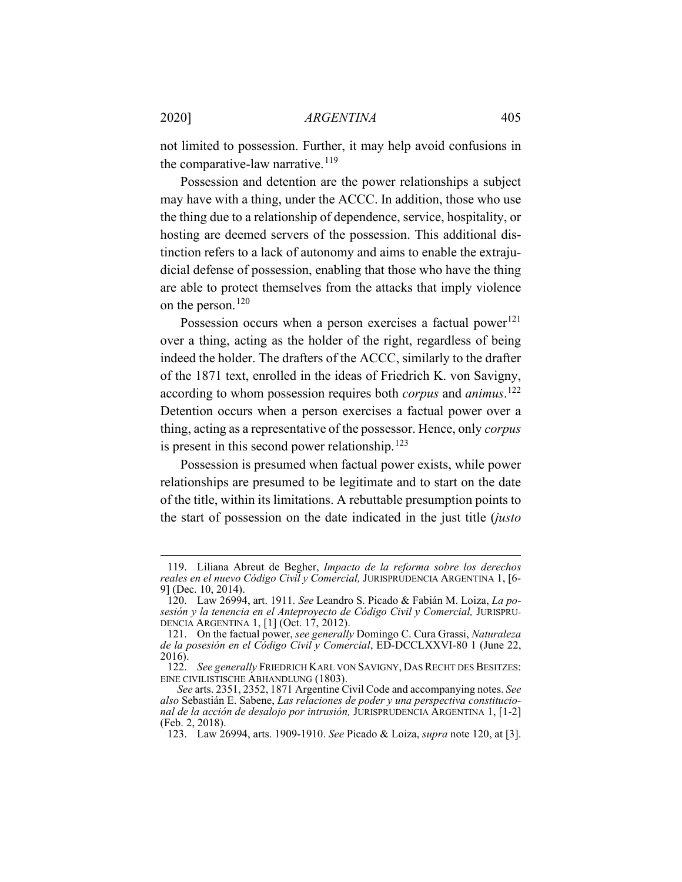not limited to possession. Further, it may help avoid confusions in the comparative-law narrative.[119]

Possession and detention are the power relationships a subject may have with a thing, under the ACCC. In addition, those who use the thing due to a relationship of dependence, service, hospitality, or hosting are deemed servers of the possession. This additional distinction refers to a lack of autonomy and aims to enable the extrajudicial defense of possession, enabling that those who have the thing are able to protect themselves from the attacks that imply violence on the person.[120]

Possession occurs when a person exercises a factual power[121] over a thing, acting as the holder of the right, regardless of being indeed the holder. The drafters of the ACCC, similarly to the drafter of the 1871 text, enrolled in the ideas of Friedrich K. von Savigny, according to whom possession requires both *corpus* and *animus*.[122] Detention occurs when a person exercises a factual power over a thing, acting as a representative of the possessor. Hence, only *corpus* is present in this second power relationship.[123]

Possession is presumed when factual power exists, while power relationships are presumed to be legitimate and to start on the date of the title, within its limitations. A rebuttable presumption points to the start of possession on the date indicated in the just title (*justo*

---

119. Liliana Abreut de Begher, *Impacto de la reforma sobre los derechos reales en el nuevo Código Civil y Comercial,* JURISPRUDENCIA ARGENTINA 1, [6-9] (Dec. 10, 2014).

120. Law 26994, art. 1911. *See* Leandro S. Picado & Fabián M. Loiza, *La posesión y la tenencia en el Anteproyecto de Código Civil y Comercial,* JURISPRUDENCIA ARGENTINA 1, [1] (Oct. 17, 2012).

121. On the factual power, *see generally* Domingo C. Cura Grassi, *Naturaleza de la posesión en el Código Civil y Comercial*, ED-DCCLXXVI-80 1 (June 22, 2016).

122. *See generally* FRIEDRICH KARL VON SAVIGNY, DAS RECHT DES BESITZES: EINE CIVILISTISCHE ABHANDLUNG (1803).

*See* arts. 2351, 2352, 1871 Argentine Civil Code and accompanying notes. *See also* Sebastián E. Sabene, *Las relaciones de poder y una perspectiva constitucional de la acción de desalojo por intrusión,* JURISPRUDENCIA ARGENTINA 1, [1-2] (Feb. 2, 2018).

123. Law 26994, arts. 1909-1910. *See* Picado & Loiza, *supra* note 120, at [3].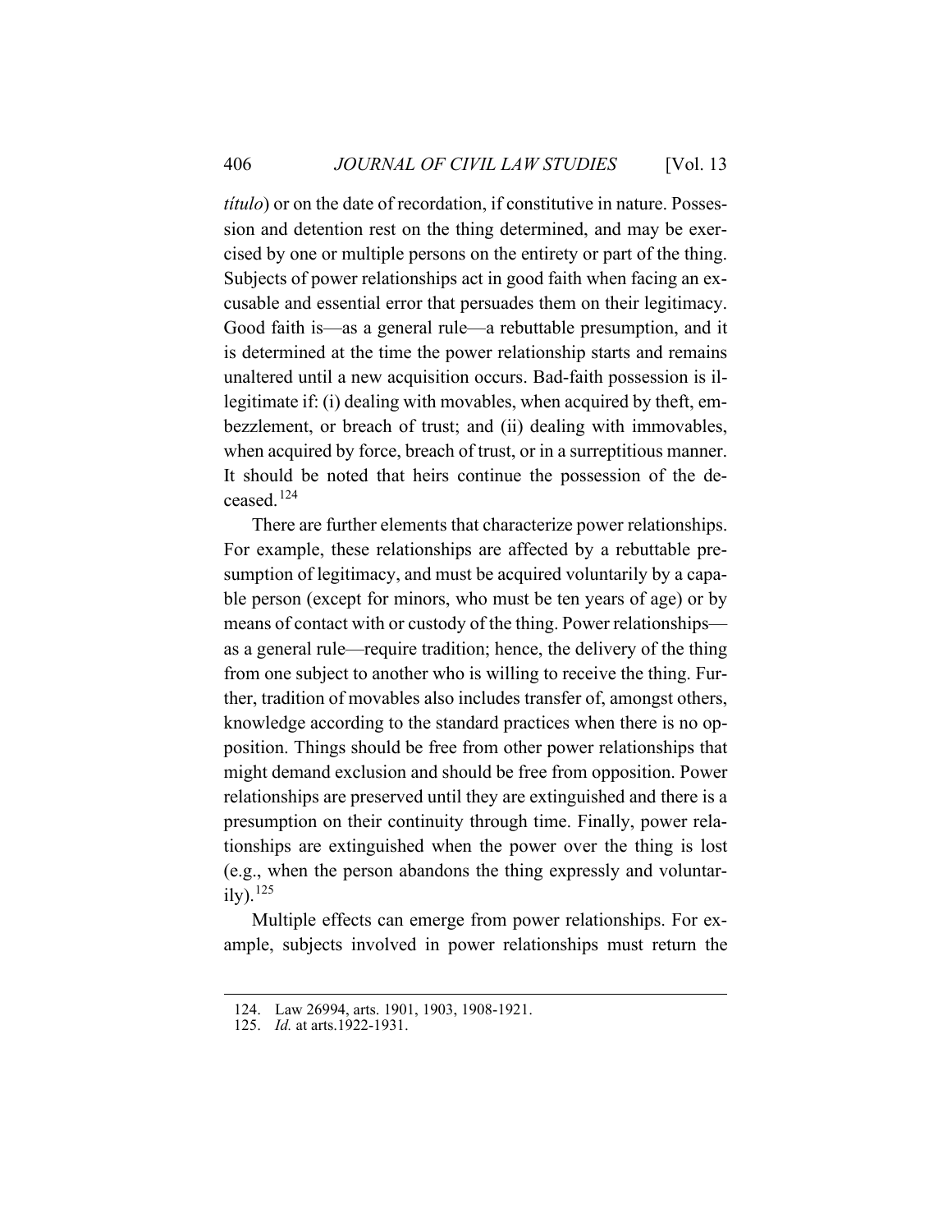*título*) or on the date of recordation, if constitutive in nature. Possession and detention rest on the thing determined, and may be exercised by one or multiple persons on the entirety or part of the thing. Subjects of power relationships act in good faith when facing an excusable and essential error that persuades them on their legitimacy. Good faith is—as a general rule—a rebuttable presumption, and it is determined at the time the power relationship starts and remains unaltered until a new acquisition occurs. Bad-faith possession is illegitimate if: (i) dealing with movables, when acquired by theft, embezzlement, or breach of trust; and (ii) dealing with immovables, when acquired by force, breach of trust, or in a surreptitious manner. It should be noted that heirs continue the possession of the deceased.[124]

There are further elements that characterize power relationships. For example, these relationships are affected by a rebuttable presumption of legitimacy, and must be acquired voluntarily by a capable person (except for minors, who must be ten years of age) or by means of contact with or custody of the thing. Power relationships—as a general rule—require tradition; hence, the delivery of the thing from one subject to another who is willing to receive the thing. Further, tradition of movables also includes transfer of, amongst others, knowledge according to the standard practices when there is no opposition. Things should be free from other power relationships that might demand exclusion and should be free from opposition. Power relationships are preserved until they are extinguished and there is a presumption on their continuity through time. Finally, power relationships are extinguished when the power over the thing is lost (e.g., when the person abandons the thing expressly and voluntarily).[125]

Multiple effects can emerge from power relationships. For example, subjects involved in power relationships must return the

---

124. Law 26994, arts. 1901, 1903, 1908-1921.

125. *Id.* at arts.1922-1931.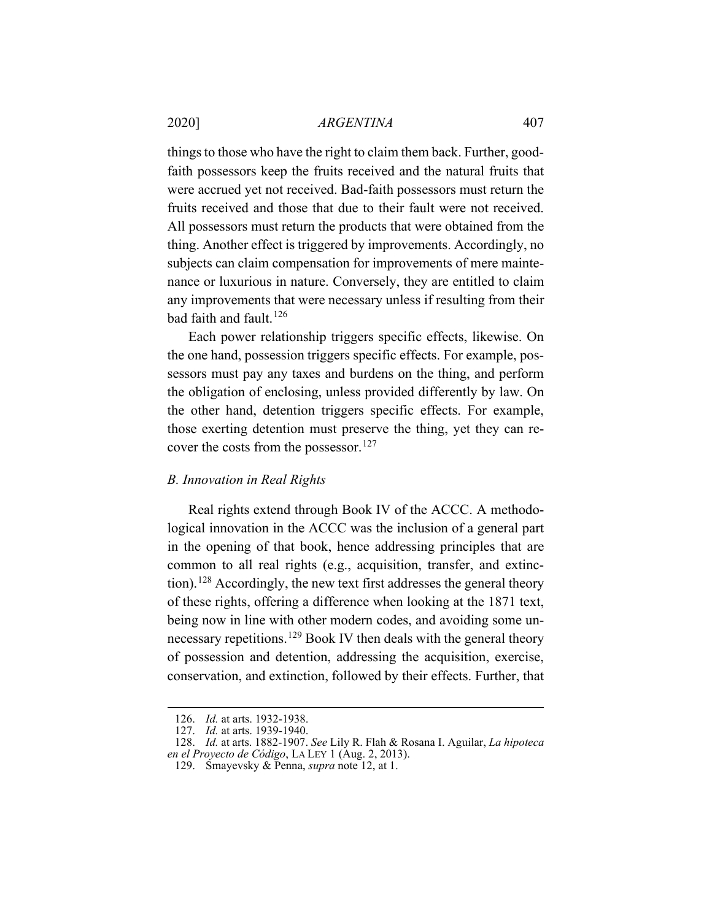things to those who have the right to claim them back. Further, good-faith possessors keep the fruits received and the natural fruits that were accrued yet not received. Bad-faith possessors must return the fruits received and those that due to their fault were not received. All possessors must return the products that were obtained from the thing. Another effect is triggered by improvements. Accordingly, no subjects can claim compensation for improvements of mere maintenance or luxurious in nature. Conversely, they are entitled to claim any improvements that were necessary unless if resulting from their bad faith and fault.[126]

Each power relationship triggers specific effects, likewise. On the one hand, possession triggers specific effects. For example, possessors must pay any taxes and burdens on the thing, and perform the obligation of enclosing, unless provided differently by law. On the other hand, detention triggers specific effects. For example, those exerting detention must preserve the thing, yet they can recover the costs from the possessor.[127]

### *B. Innovation in Real Rights*

Real rights extend through Book IV of the ACCC. A methodological innovation in the ACCC was the inclusion of a general part in the opening of that book, hence addressing principles that are common to all real rights (e.g., acquisition, transfer, and extinction).[128] Accordingly, the new text first addresses the general theory of these rights, offering a difference when looking at the 1871 text, being now in line with other modern codes, and avoiding some unnecessary repetitions.[129] Book IV then deals with the general theory of possession and detention, addressing the acquisition, exercise, conservation, and extinction, followed by their effects. Further, that

---

126. *Id.* at arts. 1932-1938.
127. *Id.* at arts. 1939-1940.
128. *Id.* at arts. 1882-1907. *See* Lily R. Flah & Rosana I. Aguilar, *La hipoteca en el Proyecto de Código*, LA LEY 1 (Aug. 2, 2013).
129. Smayevsky & Penna, *supra* note 12, at 1.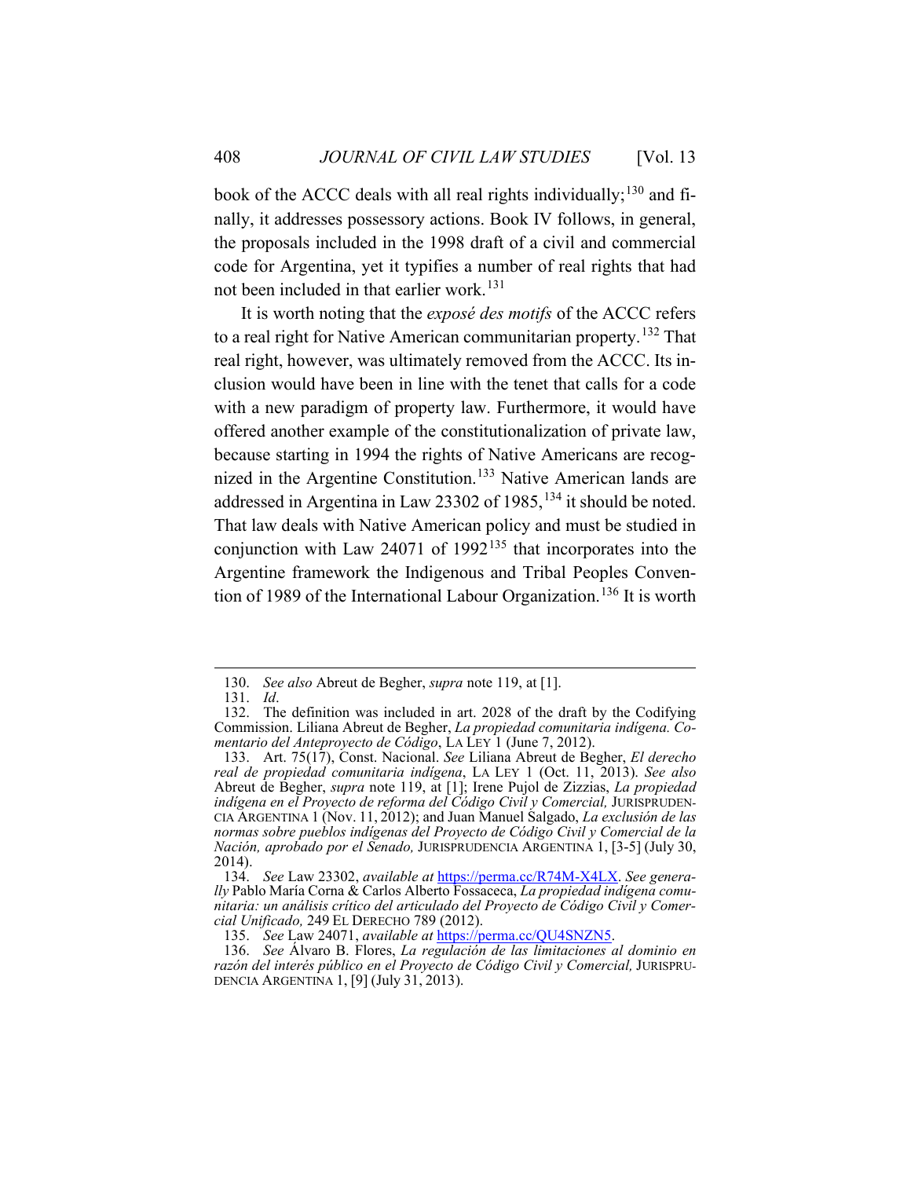book of the ACCC deals with all real rights individually;[130] and finally, it addresses possessory actions. Book IV follows, in general, the proposals included in the 1998 draft of a civil and commercial code for Argentina, yet it typifies a number of real rights that had not been included in that earlier work.[131]

It is worth noting that the *exposé des motifs* of the ACCC refers to a real right for Native American communitarian property.[132] That real right, however, was ultimately removed from the ACCC. Its inclusion would have been in line with the tenet that calls for a code with a new paradigm of property law. Furthermore, it would have offered another example of the constitutionalization of private law, because starting in 1994 the rights of Native Americans are recognized in the Argentine Constitution.[133] Native American lands are addressed in Argentina in Law 23302 of 1985,[134] it should be noted. That law deals with Native American policy and must be studied in conjunction with Law 24071 of 1992[135] that incorporates into the Argentine framework the Indigenous and Tribal Peoples Convention of 1989 of the International Labour Organization.[136] It is worth

---

130. *See also* Abreut de Begher, *supra* note 119, at [1].

131. *Id*.

132. The definition was included in art. 2028 of the draft by the Codifying Commission. Liliana Abreut de Begher, *La propiedad comunitaria indígena. Comentario del Anteproyecto de Código*, LA LEY 1 (June 7, 2012).

133. Art. 75(17), Const. Nacional. *See* Liliana Abreut de Begher, *El derecho real de propiedad comunitaria indígena*, LA LEY 1 (Oct. 11, 2013). *See also* Abreut de Begher, *supra* note 119, at [1]; Irene Pujol de Zizzias, *La propiedad indígena en el Proyecto de reforma del Código Civil y Comercial,* JURISPRUDENCIA ARGENTINA 1 (Nov. 11, 2012); and Juan Manuel Salgado, *La exclusión de las normas sobre pueblos indígenas del Proyecto de Código Civil y Comercial de la Nación, aprobado por el Senado,* JURISPRUDENCIA ARGENTINA 1, [3-5] (July 30, 2014).

134. *See* Law 23302, *available at* https://perma.cc/R74M-X4LX. *See generally* Pablo María Corna & Carlos Alberto Fossaceca, *La propiedad indígena comunitaria: un análisis crítico del articulado del Proyecto de Código Civil y Comercial Unificado,* 249 EL DERECHO 789 (2012).

135. *See* Law 24071, *available at* https://perma.cc/QU4SNZN5.

136. *See* Álvaro B. Flores, *La regulación de las limitaciones al dominio en razón del interés público en el Proyecto de Código Civil y Comercial,* JURISPRUDENCIA ARGENTINA 1, [9] (July 31, 2013).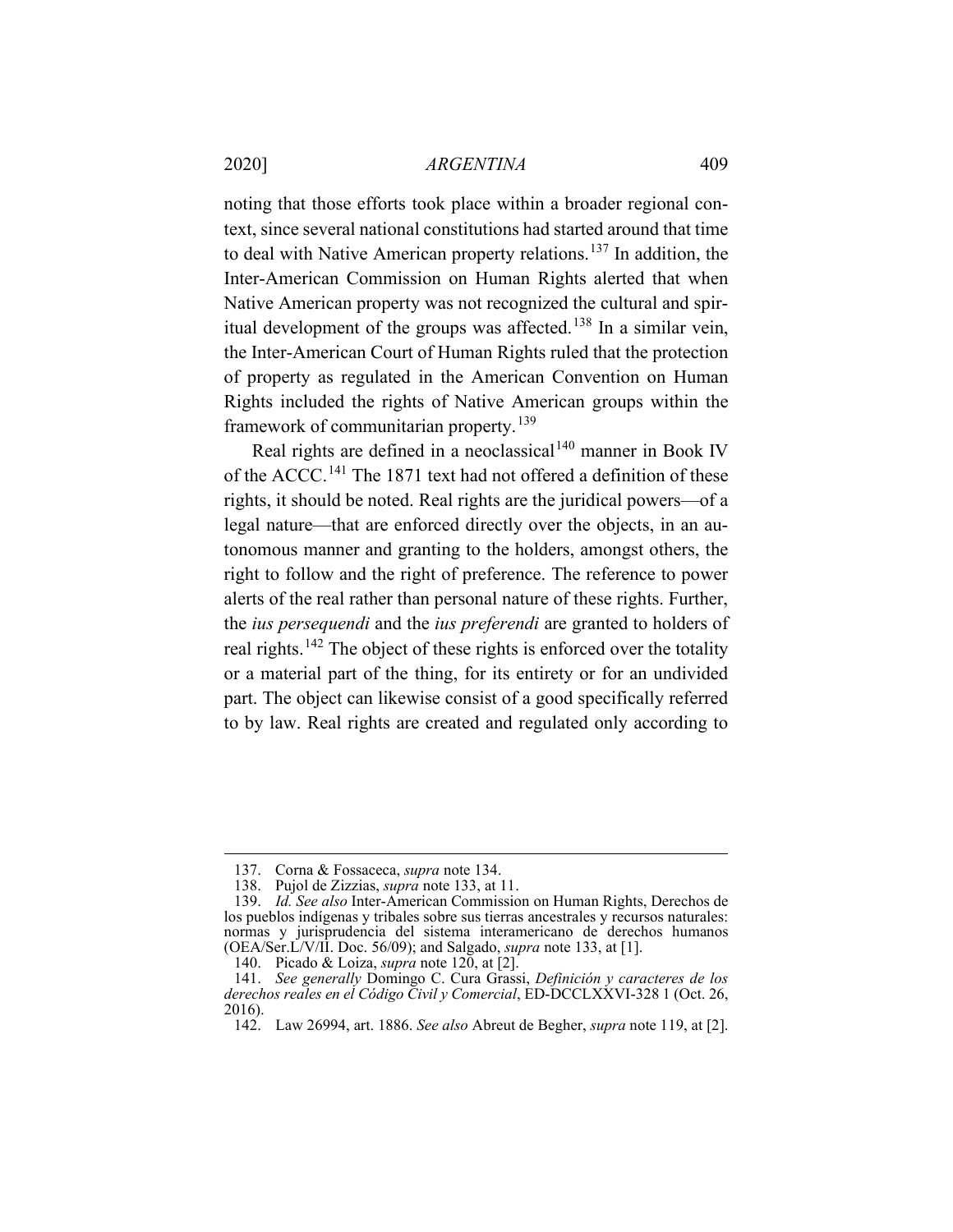noting that those efforts took place within a broader regional context, since several national constitutions had started around that time to deal with Native American property relations.[137] In addition, the Inter-American Commission on Human Rights alerted that when Native American property was not recognized the cultural and spiritual development of the groups was affected.[138] In a similar vein, the Inter-American Court of Human Rights ruled that the protection of property as regulated in the American Convention on Human Rights included the rights of Native American groups within the framework of communitarian property.[139]

Real rights are defined in a neoclassical[140] manner in Book IV of the ACCC.[141] The 1871 text had not offered a definition of these rights, it should be noted. Real rights are the juridical powers—of a legal nature—that are enforced directly over the objects, in an autonomous manner and granting to the holders, amongst others, the right to follow and the right of preference. The reference to power alerts of the real rather than personal nature of these rights. Further, the *ius persequendi* and the *ius preferendi* are granted to holders of real rights.[142] The object of these rights is enforced over the totality or a material part of the thing, for its entirety or for an undivided part. The object can likewise consist of a good specifically referred to by law. Real rights are created and regulated only according to

---

137. Corna & Fossaceca, *supra* note 134.

138. Pujol de Zizzias, *supra* note 133, at 11.

139. *Id. See also* Inter-American Commission on Human Rights, Derechos de los pueblos indígenas y tribales sobre sus tierras ancestrales y recursos naturales: normas y jurisprudencia del sistema interamericano de derechos humanos (OEA/Ser.L/V/II. Doc. 56/09); and Salgado, *supra* note 133, at [1].

140. Picado & Loiza, *supra* note 120, at [2].

141. *See generally* Domingo C. Cura Grassi, *Definición y caracteres de los derechos reales en el Código Civil y Comercial*, ED-DCCLXXVI-328 1 (Oct. 26, 2016).

142. Law 26994, art. 1886. *See also* Abreut de Begher, *supra* note 119, at [2].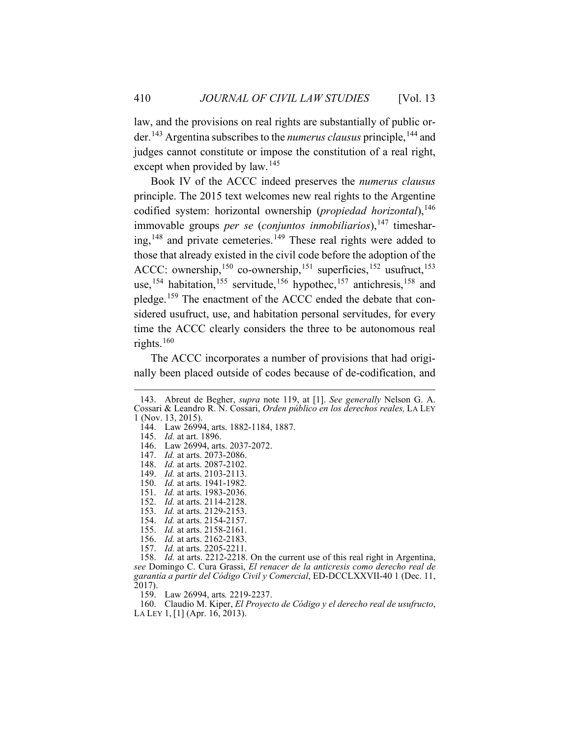law, and the provisions on real rights are substantially of public order.[143] Argentina subscribes to the *numerus clausus* principle,[144] and judges cannot constitute or impose the constitution of a real right, except when provided by law.[145]

Book IV of the ACCC indeed preserves the *numerus clausus* principle. The 2015 text welcomes new real rights to the Argentine codified system: horizontal ownership (*propiedad horizontal*),[146] immovable groups *per se* (*conjuntos inmobiliarios*),[147] timesharing,[148] and private cemeteries.[149] These real rights were added to those that already existed in the civil code before the adoption of the ACCC: ownership,[150] co-ownership,[151] superficies,[152] usufruct,[153] use,[154] habitation,[155] servitude,[156] hypothec,[157] antichresis,[158] and pledge.[159] The enactment of the ACCC ended the debate that considered usufruct, use, and habitation personal servitudes, for every time the ACCC clearly considers the three to be autonomous real rights.[160]

The ACCC incorporates a number of provisions that had originally been placed outside of codes because of de-codification, and

---

143. Abreut de Begher, *supra* note 119, at [1]. *See generally* Nelson G. A. Cossari & Leandro R. N. Cossari, *Orden público en los derechos reales,* LA LEY 1 (Nov. 13, 2015).

144. Law 26994, arts. 1882-1184, 1887.

145. *Id.* at art. 1896.

146. Law 26994, arts. 2037-2072.

147. *Id.* at arts. 2073-2086.

148. *Id.* at arts. 2087-2102.

149. *Id.* at arts. 2103-2113.

150. *Id.* at arts. 1941-1982.

151. *Id.* at arts. 1983-2036.

152. *Id.* at arts. 2114-2128.

153. *Id.* at arts. 2129-2153.

154. *Id.* at arts. 2154-2157.

155. *Id.* at arts. 2158-2161.

156. *Id.* at arts. 2162-2183.

157. *Id.* at arts. 2205-2211.

158. *Id.* at arts. 2212-2218. On the current use of this real right in Argentina, *see* Domingo C. Cura Grassi, *El renacer de la anticresis como derecho real de garantía a partir del Código Civil y Comercial*, ED-DCCLXXVII-40 1 (Dec. 11, 2017).

159. Law 26994, arts*.* 2219-2237.

160. Claudio M. Kiper, *El Proyecto de Código y el derecho real de usufructo*, LA LEY 1, [1] (Apr. 16, 2013).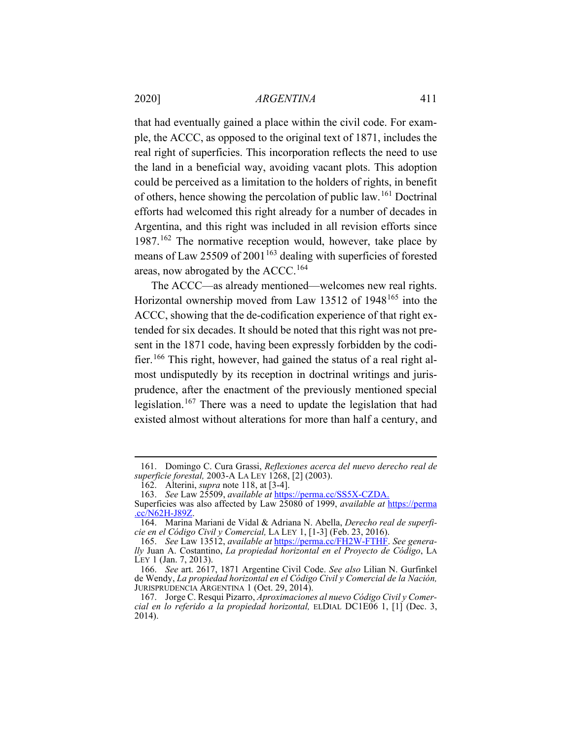that had eventually gained a place within the civil code. For example, the ACCC, as opposed to the original text of 1871, includes the real right of superficies. This incorporation reflects the need to use the land in a beneficial way, avoiding vacant plots. This adoption could be perceived as a limitation to the holders of rights, in benefit of others, hence showing the percolation of public law.[161] Doctrinal efforts had welcomed this right already for a number of decades in Argentina, and this right was included in all revision efforts since 1987.[162] The normative reception would, however, take place by means of Law 25509 of 2001[163] dealing with superficies of forested areas, now abrogated by the ACCC.[164]

The ACCC—as already mentioned—welcomes new real rights. Horizontal ownership moved from Law 13512 of 1948[165] into the ACCC, showing that the de-codification experience of that right extended for six decades. It should be noted that this right was not present in the 1871 code, having been expressly forbidden by the codifier.[166] This right, however, had gained the status of a real right almost undisputedly by its reception in doctrinal writings and jurisprudence, after the enactment of the previously mentioned special legislation.[167] There was a need to update the legislation that had existed almost without alterations for more than half a century, and

---

161. Domingo C. Cura Grassi, *Reflexiones acerca del nuevo derecho real de superficie forestal,* 2003-A LA LEY 1268, [2] (2003).

162. Alterini, *supra* note 118, at [3-4].

163. *See* Law 25509, *available at* https://perma.cc/SS5X-CZDA. Superficies was also affected by Law 25080 of 1999, *available at* https://perma.cc/N62H-J89Z.

164. Marina Mariani de Vidal & Adriana N. Abella, *Derecho real de superficie en el Código Civil y Comercial,* LA LEY 1, [1-3] (Feb. 23, 2016).

165. *See* Law 13512, *available at* https://perma.cc/FH2W-FTHF. *See generally* Juan A. Costantino, *La propiedad horizontal en el Proyecto de Código*, LA LEY 1 (Jan. 7, 2013).

166. *See* art. 2617, 1871 Argentine Civil Code. *See also* Lilian N. Gurfinkel de Wendy, *La propiedad horizontal en el Código Civil y Comercial de la Nación,* JURISPRUDENCIA ARGENTINA 1 (Oct. 29, 2014).

167. Jorge C. Resqui Pizarro, *Aproximaciones al nuevo Código Civil y Comercial en lo referido a la propiedad horizontal,* ELDIAL DC1E06 1, [1] (Dec. 3, 2014).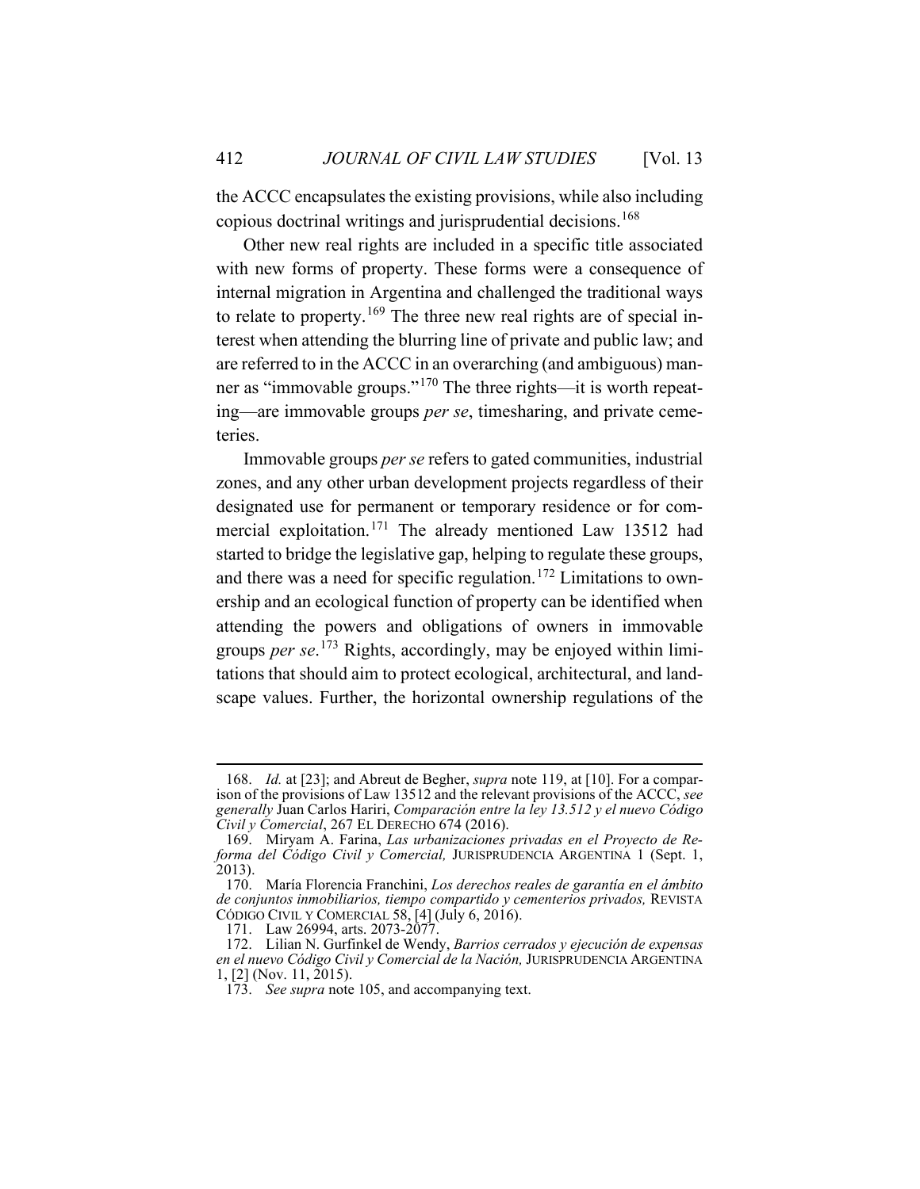the ACCC encapsulates the existing provisions, while also including copious doctrinal writings and jurisprudential decisions.[168]

Other new real rights are included in a specific title associated with new forms of property. These forms were a consequence of internal migration in Argentina and challenged the traditional ways to relate to property.[169] The three new real rights are of special interest when attending the blurring line of private and public law; and are referred to in the ACCC in an overarching (and ambiguous) manner as "immovable groups."[170] The three rights—it is worth repeating—are immovable groups *per se*, timesharing, and private cemeteries.

Immovable groups *per se* refers to gated communities, industrial zones, and any other urban development projects regardless of their designated use for permanent or temporary residence or for commercial exploitation.[171] The already mentioned Law 13512 had started to bridge the legislative gap, helping to regulate these groups, and there was a need for specific regulation.[172] Limitations to ownership and an ecological function of property can be identified when attending the powers and obligations of owners in immovable groups *per se*.[173] Rights, accordingly, may be enjoyed within limitations that should aim to protect ecological, architectural, and landscape values. Further, the horizontal ownership regulations of the

---

168. *Id.* at [23]; and Abreut de Begher, *supra* note 119, at [10]. For a comparison of the provisions of Law 13512 and the relevant provisions of the ACCC, *see generally* Juan Carlos Hariri, *Comparación entre la ley 13.512 y el nuevo Código Civil y Comercial*, 267 EL DERECHO 674 (2016).

169. Miryam A. Farina, *Las urbanizaciones privadas en el Proyecto de Reforma del Código Civil y Comercial,* JURISPRUDENCIA ARGENTINA 1 (Sept. 1, 2013).

170. María Florencia Franchini, *Los derechos reales de garantía en el ámbito de conjuntos inmobiliarios, tiempo compartido y cementerios privados,* REVISTA CÓDIGO CIVIL Y COMERCIAL 58, [4] (July 6, 2016).

171. Law 26994, arts. 2073-2077.

172. Lilian N. Gurfinkel de Wendy, *Barrios cerrados y ejecución de expensas en el nuevo Código Civil y Comercial de la Nación,* JURISPRUDENCIA ARGENTINA 1, [2] (Nov. 11, 2015).

173. *See supra* note 105, and accompanying text.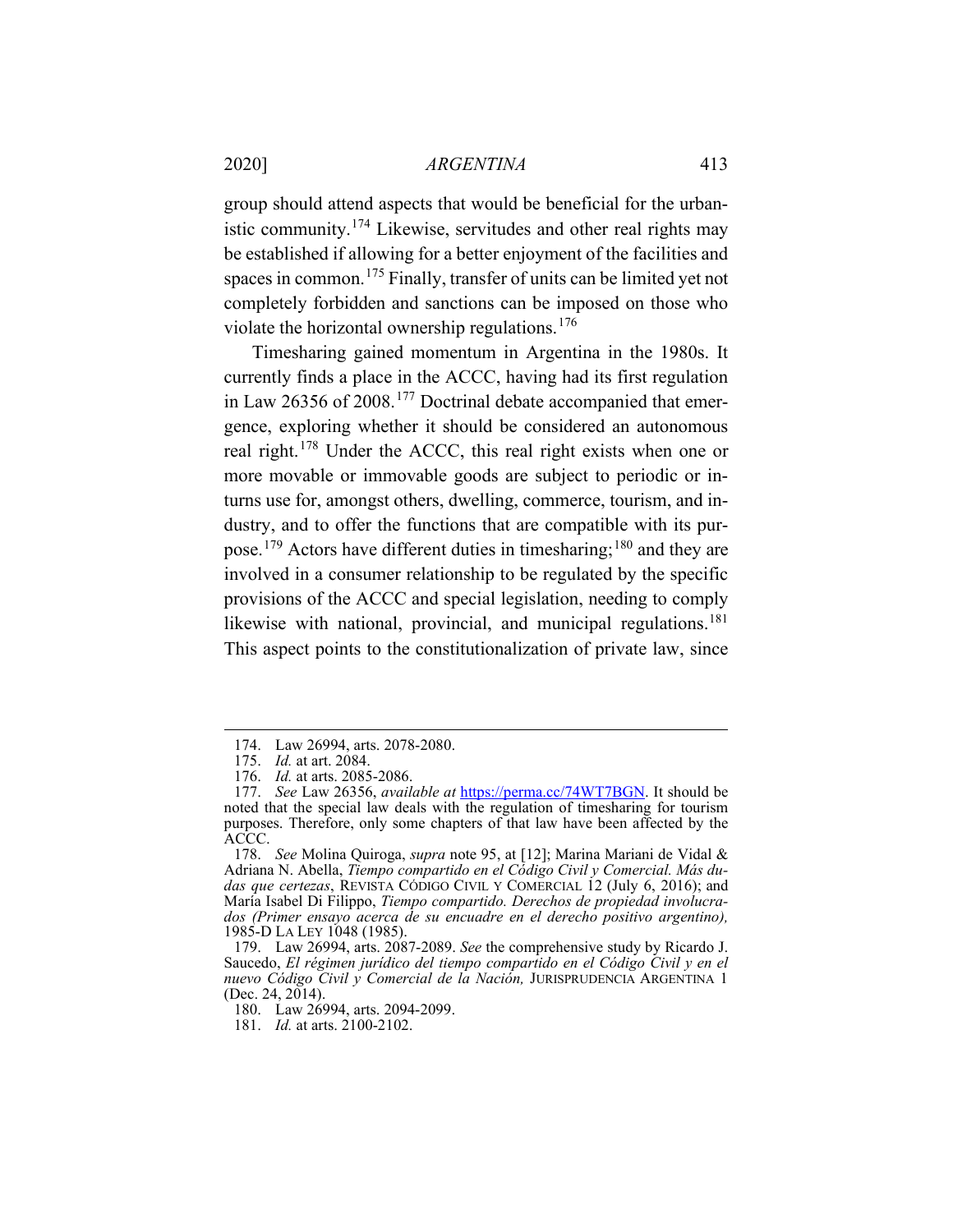group should attend aspects that would be beneficial for the urbanistic community.[174] Likewise, servitudes and other real rights may be established if allowing for a better enjoyment of the facilities and spaces in common.[175] Finally, transfer of units can be limited yet not completely forbidden and sanctions can be imposed on those who violate the horizontal ownership regulations.[176]

Timesharing gained momentum in Argentina in the 1980s. It currently finds a place in the ACCC, having had its first regulation in Law 26356 of 2008.[177] Doctrinal debate accompanied that emergence, exploring whether it should be considered an autonomous real right.[178] Under the ACCC, this real right exists when one or more movable or immovable goods are subject to periodic or in-turns use for, amongst others, dwelling, commerce, tourism, and industry, and to offer the functions that are compatible with its purpose.[179] Actors have different duties in timesharing;[180] and they are involved in a consumer relationship to be regulated by the specific provisions of the ACCC and special legislation, needing to comply likewise with national, provincial, and municipal regulations.[181] This aspect points to the constitutionalization of private law, since

---

174. Law 26994, arts. 2078-2080.

175. *Id.* at art. 2084.

176. *Id.* at arts. 2085-2086.

177. *See* Law 26356, *available at* https://perma.cc/74WT7BGN. It should be noted that the special law deals with the regulation of timesharing for tourism purposes. Therefore, only some chapters of that law have been affected by the ACCC.

178. *See* Molina Quiroga, *supra* note 95, at [12]; Marina Mariani de Vidal & Adriana N. Abella, *Tiempo compartido en el Código Civil y Comercial. Más dudas que certezas*, REVISTA CÓDIGO CIVIL Y COMERCIAL 12 (July 6, 2016); and María Isabel Di Filippo, *Tiempo compartido. Derechos de propiedad involucrados (Primer ensayo acerca de su encuadre en el derecho positivo argentino),* 1985-D LA LEY 1048 (1985).

179. Law 26994, arts. 2087-2089. *See* the comprehensive study by Ricardo J. Saucedo, *El régimen jurídico del tiempo compartido en el Código Civil y en el nuevo Código Civil y Comercial de la Nación,* JURISPRUDENCIA ARGENTINA 1 (Dec. 24, 2014).

180. Law 26994, arts. 2094-2099.

181. *Id.* at arts. 2100-2102.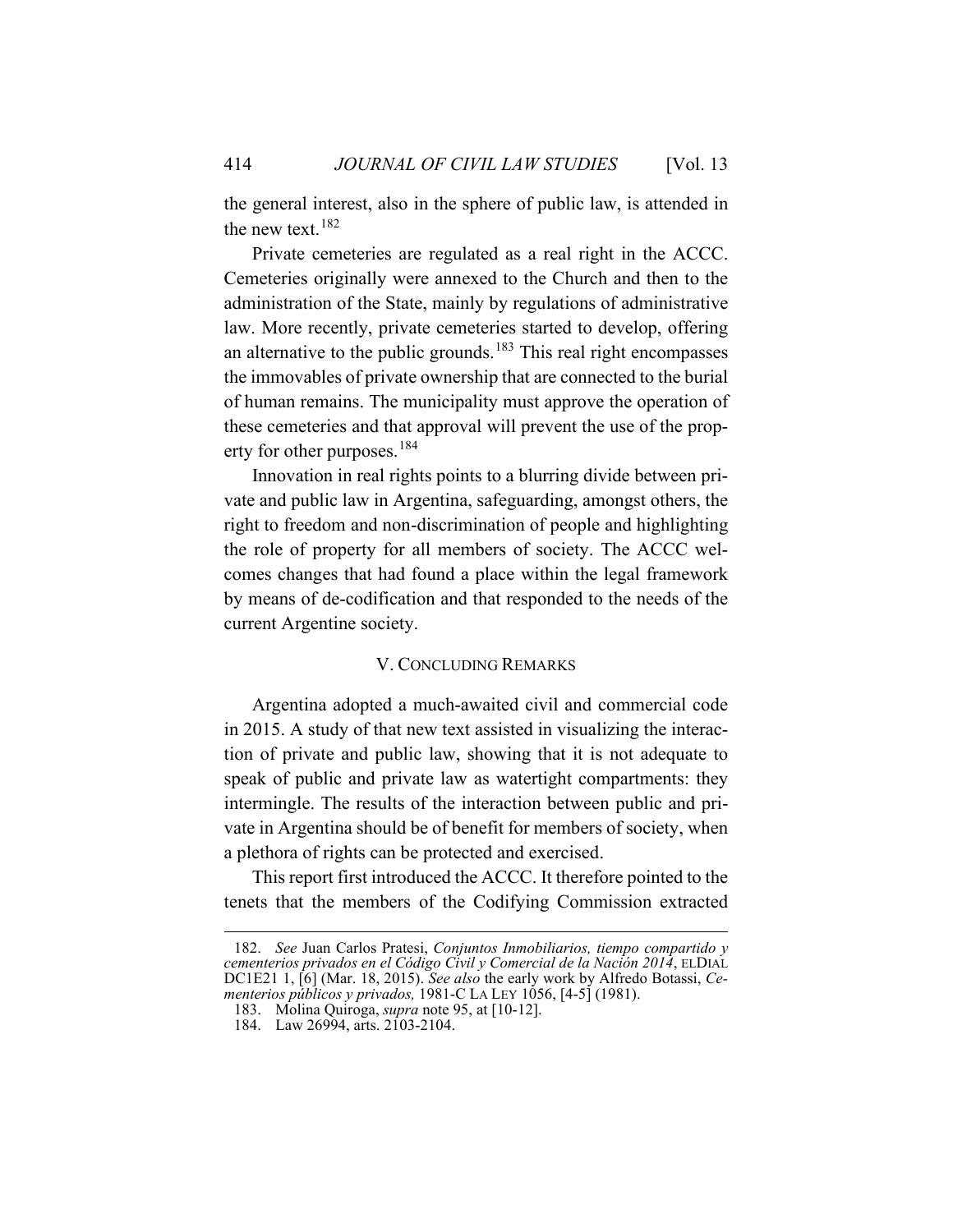the general interest, also in the sphere of public law, is attended in the new text.[182]

Private cemeteries are regulated as a real right in the ACCC. Cemeteries originally were annexed to the Church and then to the administration of the State, mainly by regulations of administrative law. More recently, private cemeteries started to develop, offering an alternative to the public grounds.[183] This real right encompasses the immovables of private ownership that are connected to the burial of human remains. The municipality must approve the operation of these cemeteries and that approval will prevent the use of the property for other purposes.[184]

Innovation in real rights points to a blurring divide between private and public law in Argentina, safeguarding, amongst others, the right to freedom and non-discrimination of people and highlighting the role of property for all members of society. The ACCC welcomes changes that had found a place within the legal framework by means of de-codification and that responded to the needs of the current Argentine society.

## V. CONCLUDING REMARKS

Argentina adopted a much-awaited civil and commercial code in 2015. A study of that new text assisted in visualizing the interaction of private and public law, showing that it is not adequate to speak of public and private law as watertight compartments: they intermingle. The results of the interaction between public and private in Argentina should be of benefit for members of society, when a plethora of rights can be protected and exercised.

This report first introduced the ACCC. It therefore pointed to the tenets that the members of the Codifying Commission extracted

---

182. *See* Juan Carlos Pratesi, *Conjuntos Inmobiliarios, tiempo compartido y cementerios privados en el Código Civil y Comercial de la Nación 2014*, ELDIAL DC1E21 1, [6] (Mar. 18, 2015). *See also* the early work by Alfredo Botassi, *Cementerios públicos y privados,* 1981-C LA LEY 1056, [4-5] (1981).

183. Molina Quiroga, *supra* note 95, at [10-12].

184. Law 26994, arts. 2103-2104.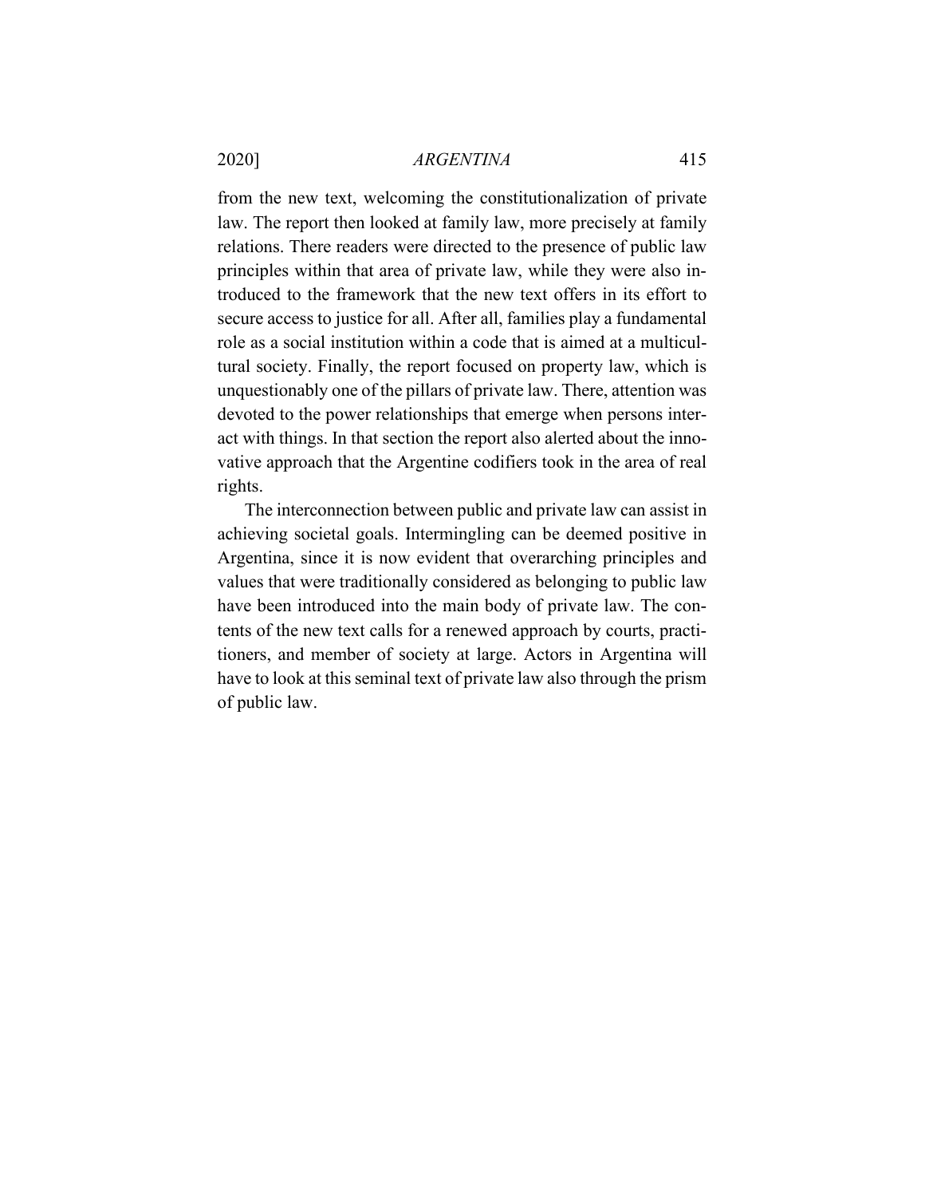from the new text, welcoming the constitutionalization of private law. The report then looked at family law, more precisely at family relations. There readers were directed to the presence of public law principles within that area of private law, while they were also introduced to the framework that the new text offers in its effort to secure access to justice for all. After all, families play a fundamental role as a social institution within a code that is aimed at a multicultural society. Finally, the report focused on property law, which is unquestionably one of the pillars of private law. There, attention was devoted to the power relationships that emerge when persons interact with things. In that section the report also alerted about the innovative approach that the Argentine codifiers took in the area of real rights.

The interconnection between public and private law can assist in achieving societal goals. Intermingling can be deemed positive in Argentina, since it is now evident that overarching principles and values that were traditionally considered as belonging to public law have been introduced into the main body of private law. The contents of the new text calls for a renewed approach by courts, practitioners, and member of society at large. Actors in Argentina will have to look at this seminal text of private law also through the prism of public law.